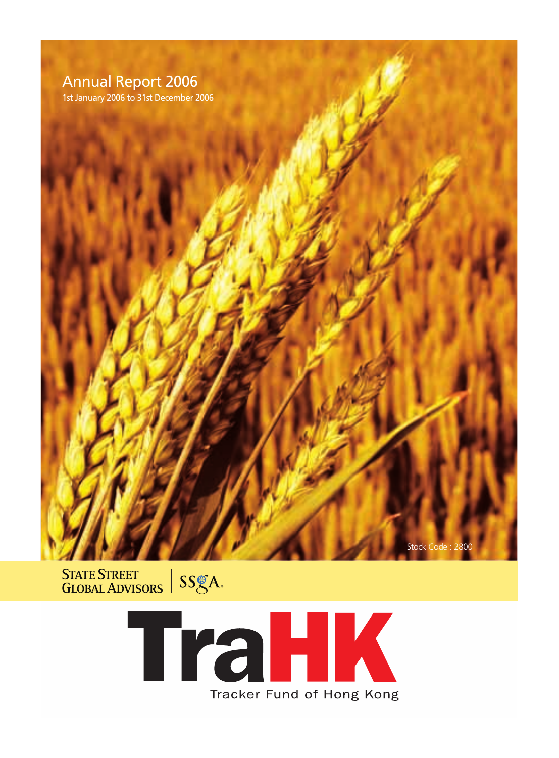# Annual Report 2006

1st January 2006 to 31st December 2006

Stock Code : 2800

STATE STREET GLOBAL ADVISORS | SSgA

# TraHK

Tracker Fund of Hong Kong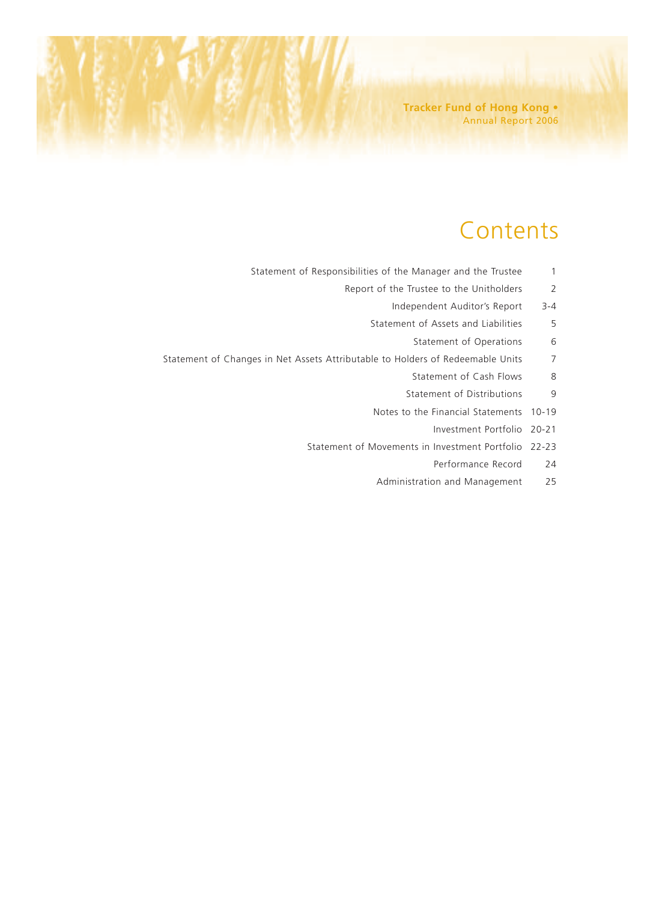Tracker Fund of Hong Kong • Annual Report 2006

# Contents

| | |
|---|---|
| Statement of Responsibilities of the Manager and the Trustee | 1 |
| Report of the Trustee to the Unitholders | 2 |
| Independent Auditor's Report | 3-4 |
| Statement of Assets and Liabilities | 5 |
| Statement of Operations | 6 |
| Statement of Changes in Net Assets Attributable to Holders of Redeemable Units | 7 |
| Statement of Cash Flows | 8 |
| Statement of Distributions | 9 |
| Notes to the Financial Statements | 10-19 |
| Investment Portfolio | 20-21 |
| Statement of Movements in Investment Portfolio | 22-23 |
| Performance Record | 24 |
| Administration and Management | 25 |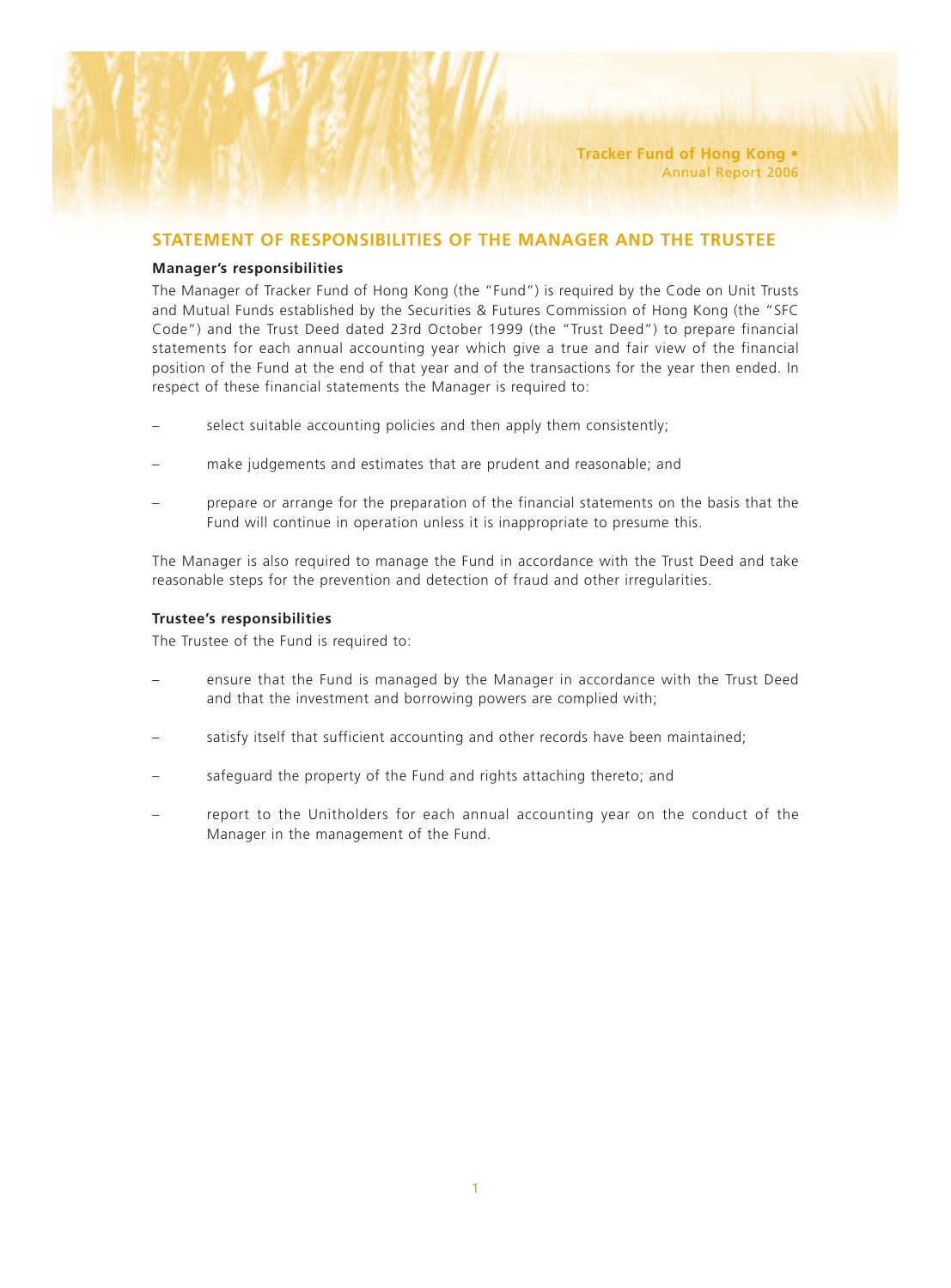## STATEMENT OF RESPONSIBILITIES OF THE MANAGER AND THE TRUSTEE

### Manager's responsibilities

The Manager of Tracker Fund of Hong Kong (the "Fund") is required by the Code on Unit Trusts and Mutual Funds established by the Securities & Futures Commission of Hong Kong (the "SFC Code") and the Trust Deed dated 23rd October 1999 (the "Trust Deed") to prepare financial statements for each annual accounting year which give a true and fair view of the financial position of the Fund at the end of that year and of the transactions for the year then ended. In respect of these financial statements the Manager is required to:

- select suitable accounting policies and then apply them consistently;
- make judgements and estimates that are prudent and reasonable; and
- prepare or arrange for the preparation of the financial statements on the basis that the Fund will continue in operation unless it is inappropriate to presume this.

The Manager is also required to manage the Fund in accordance with the Trust Deed and take reasonable steps for the prevention and detection of fraud and other irregularities.

### Trustee's responsibilities

The Trustee of the Fund is required to:

- ensure that the Fund is managed by the Manager in accordance with the Trust Deed and that the investment and borrowing powers are complied with;
- satisfy itself that sufficient accounting and other records have been maintained;
- safeguard the property of the Fund and rights attaching thereto; and
- report to the Unitholders for each annual accounting year on the conduct of the Manager in the management of the Fund.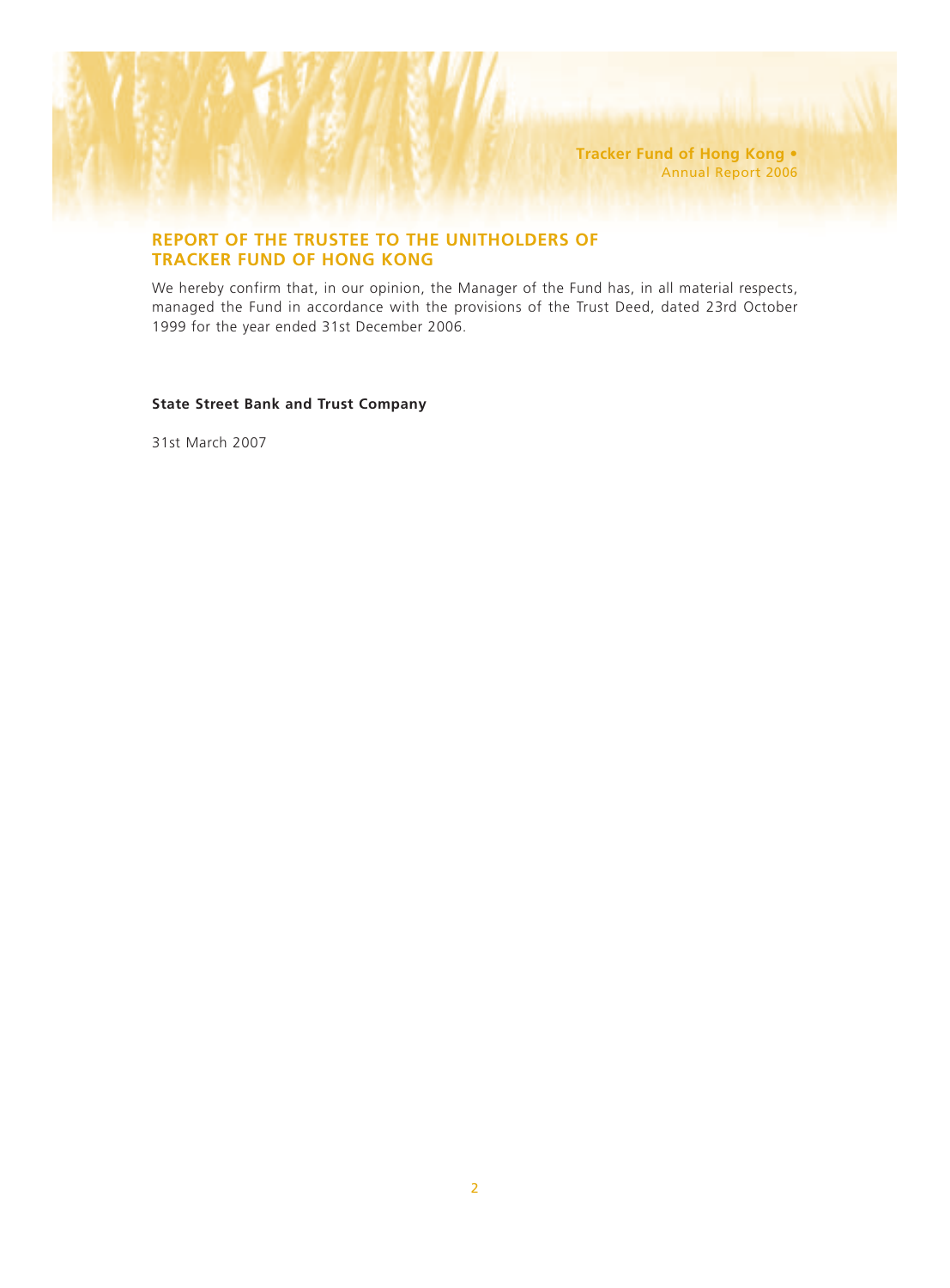## REPORT OF THE TRUSTEE TO THE UNITHOLDERS OF TRACKER FUND OF HONG KONG

We hereby confirm that, in our opinion, the Manager of the Fund has, in all material respects, managed the Fund in accordance with the provisions of the Trust Deed, dated 23rd October 1999 for the year ended 31st December 2006.

**State Street Bank and Trust Company**

31st March 2007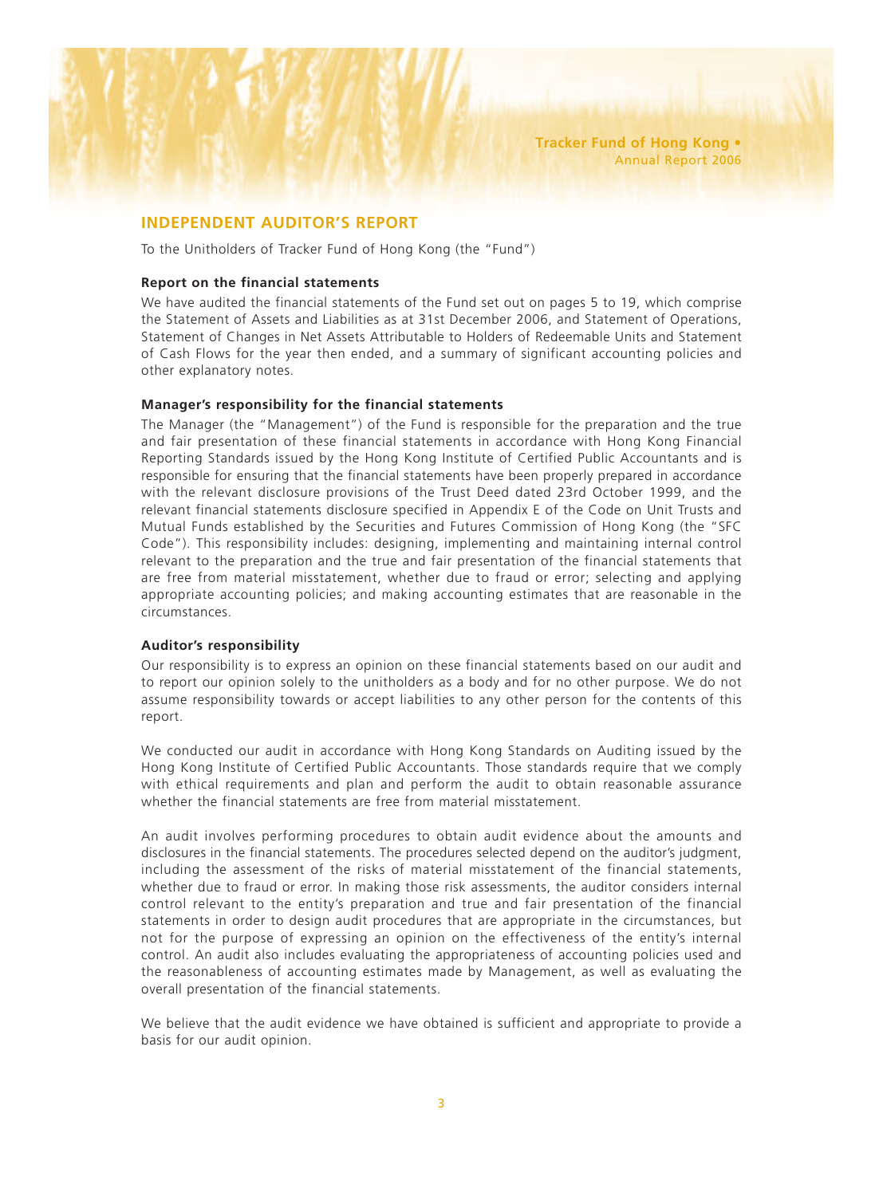## INDEPENDENT AUDITOR'S REPORT

To the Unitholders of Tracker Fund of Hong Kong (the "Fund")

### Report on the financial statements

We have audited the financial statements of the Fund set out on pages 5 to 19, which comprise the Statement of Assets and Liabilities as at 31st December 2006, and Statement of Operations, Statement of Changes in Net Assets Attributable to Holders of Redeemable Units and Statement of Cash Flows for the year then ended, and a summary of significant accounting policies and other explanatory notes.

### Manager's responsibility for the financial statements

The Manager (the "Management") of the Fund is responsible for the preparation and the true and fair presentation of these financial statements in accordance with Hong Kong Financial Reporting Standards issued by the Hong Kong Institute of Certified Public Accountants and is responsible for ensuring that the financial statements have been properly prepared in accordance with the relevant disclosure provisions of the Trust Deed dated 23rd October 1999, and the relevant financial statements disclosure specified in Appendix E of the Code on Unit Trusts and Mutual Funds established by the Securities and Futures Commission of Hong Kong (the "SFC Code"). This responsibility includes: designing, implementing and maintaining internal control relevant to the preparation and the true and fair presentation of the financial statements that are free from material misstatement, whether due to fraud or error; selecting and applying appropriate accounting policies; and making accounting estimates that are reasonable in the circumstances.

### Auditor's responsibility

Our responsibility is to express an opinion on these financial statements based on our audit and to report our opinion solely to the unitholders as a body and for no other purpose. We do not assume responsibility towards or accept liabilities to any other person for the contents of this report.

We conducted our audit in accordance with Hong Kong Standards on Auditing issued by the Hong Kong Institute of Certified Public Accountants. Those standards require that we comply with ethical requirements and plan and perform the audit to obtain reasonable assurance whether the financial statements are free from material misstatement.

An audit involves performing procedures to obtain audit evidence about the amounts and disclosures in the financial statements. The procedures selected depend on the auditor's judgment, including the assessment of the risks of material misstatement of the financial statements, whether due to fraud or error. In making those risk assessments, the auditor considers internal control relevant to the entity's preparation and true and fair presentation of the financial statements in order to design audit procedures that are appropriate in the circumstances, but not for the purpose of expressing an opinion on the effectiveness of the entity's internal control. An audit also includes evaluating the appropriateness of accounting policies used and the reasonableness of accounting estimates made by Management, as well as evaluating the overall presentation of the financial statements.

We believe that the audit evidence we have obtained is sufficient and appropriate to provide a basis for our audit opinion.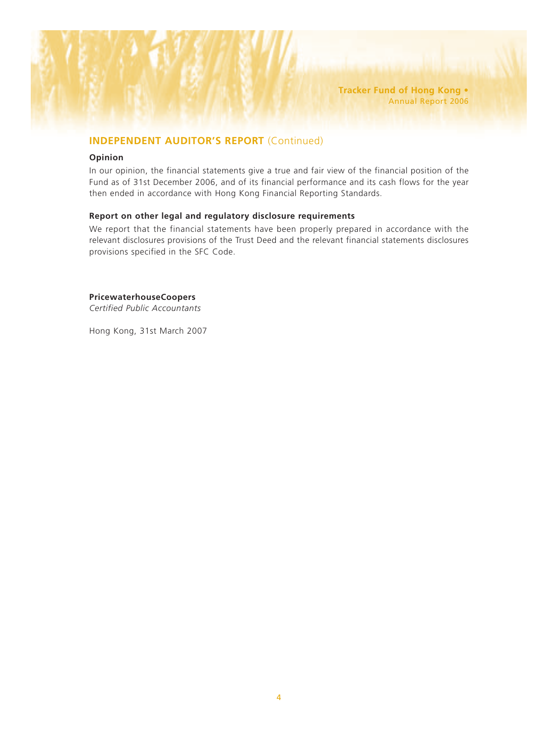## INDEPENDENT AUDITOR'S REPORT (Continued)

### Opinion

In our opinion, the financial statements give a true and fair view of the financial position of the Fund as of 31st December 2006, and of its financial performance and its cash flows for the year then ended in accordance with Hong Kong Financial Reporting Standards.

### Report on other legal and regulatory disclosure requirements

We report that the financial statements have been properly prepared in accordance with the relevant disclosures provisions of the Trust Deed and the relevant financial statements disclosures provisions specified in the SFC Code.

**PricewaterhouseCoopers**
*Certified Public Accountants*

Hong Kong, 31st March 2007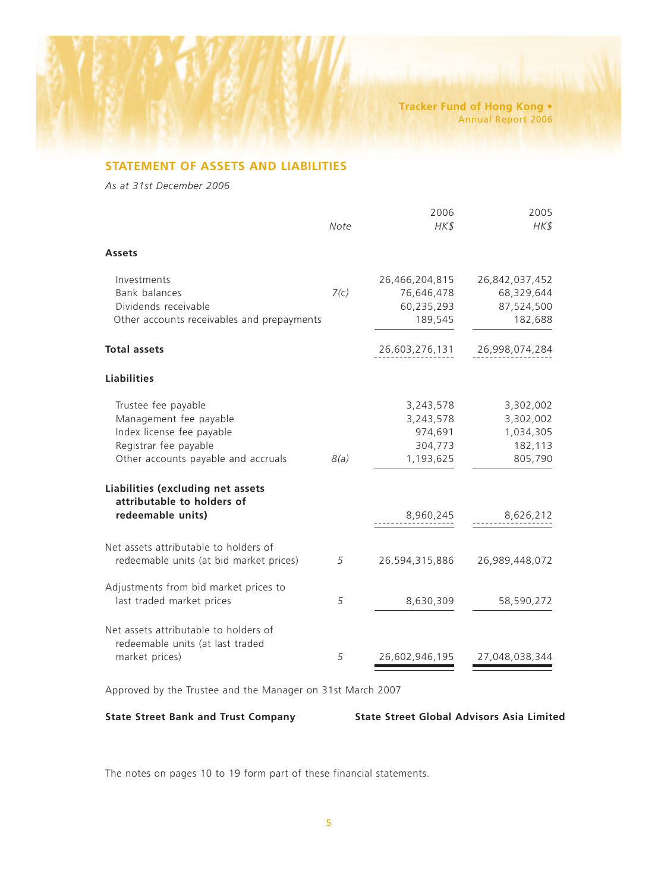## STATEMENT OF ASSETS AND LIABILITIES

*As at 31st December 2006*

| | Note | 2006 HK$ | 2005 HK$ |
|---|---|---|---|
| **Assets** | | | |
| Investments | | 26,466,204,815 | 26,842,037,452 |
| Bank balances | 7(c) | 76,646,478 | 68,329,644 |
| Dividends receivable | | 60,235,293 | 87,524,500 |
| Other accounts receivables and prepayments | | 189,545 | 182,688 |
| **Total assets** | | 26,603,276,131 | 26,998,074,284 |
| **Liabilities** | | | |
| Trustee fee payable | | 3,243,578 | 3,302,002 |
| Management fee payable | | 3,243,578 | 3,302,002 |
| Index license fee payable | | 974,691 | 1,034,305 |
| Registrar fee payable | | 304,773 | 182,113 |
| Other accounts payable and accruals | 8(a) | 1,193,625 | 805,790 |
| **Liabilities (excluding net assets attributable to holders of redeemable units)** | | 8,960,245 | 8,626,212 |
| Net assets attributable to holders of redeemable units (at bid market prices) | 5 | 26,594,315,886 | 26,989,448,072 |
| Adjustments from bid market prices to last traded market prices | 5 | 8,630,309 | 58,590,272 |
| Net assets attributable to holders of redeemable units (at last traded market prices) | 5 | 26,602,946,195 | 27,048,038,344 |

Approved by the Trustee and the Manager on 31st March 2007

**State Street Bank and Trust Company** | **State Street Global Advisors Asia Limited**

The notes on pages 10 to 19 form part of these financial statements.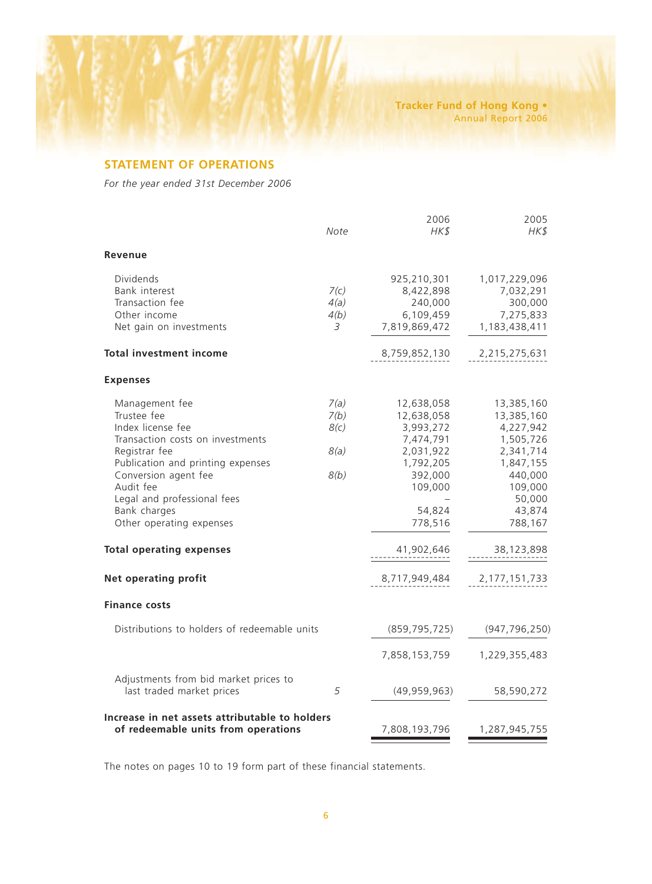## STATEMENT OF OPERATIONS

*For the year ended 31st December 2006*

| | Note | 2006 HK$ | 2005 HK$ |
|---|---|---|---|
| **Revenue** | | | |
| Dividends | | 925,210,301 | 1,017,229,096 |
| Bank interest | 7(c) | 8,422,898 | 7,032,291 |
| Transaction fee | 4(a) | 240,000 | 300,000 |
| Other income | 4(b) | 6,109,459 | 7,275,833 |
| Net gain on investments | 3 | 7,819,869,472 | 1,183,438,411 |
| **Total investment income** | | 8,759,852,130 | 2,215,275,631 |
| **Expenses** | | | |
| Management fee | 7(a) | 12,638,058 | 13,385,160 |
| Trustee fee | 7(b) | 12,638,058 | 13,385,160 |
| Index license fee | 8(c) | 3,993,272 | 4,227,942 |
| Transaction costs on investments | | 7,474,791 | 1,505,726 |
| Registrar fee | 8(a) | 2,031,922 | 2,341,714 |
| Publication and printing expenses | | 1,792,205 | 1,847,155 |
| Conversion agent fee | 8(b) | 392,000 | 440,000 |
| Audit fee | | 109,000 | 109,000 |
| Legal and professional fees | | – | 50,000 |
| Bank charges | | 54,824 | 43,874 |
| Other operating expenses | | 778,516 | 788,167 |
| **Total operating expenses** | | 41,902,646 | 38,123,898 |
| **Net operating profit** | | 8,717,949,484 | 2,177,151,733 |
| **Finance costs** | | | |
| Distributions to holders of redeemable units | | (859,795,725) | (947,796,250) |
| | | 7,858,153,759 | 1,229,355,483 |
| Adjustments from bid market prices to last traded market prices | 5 | (49,959,963) | 58,590,272 |
| **Increase in net assets attributable to holders of redeemable units from operations** | | 7,808,193,796 | 1,287,945,755 |

The notes on pages 10 to 19 form part of these financial statements.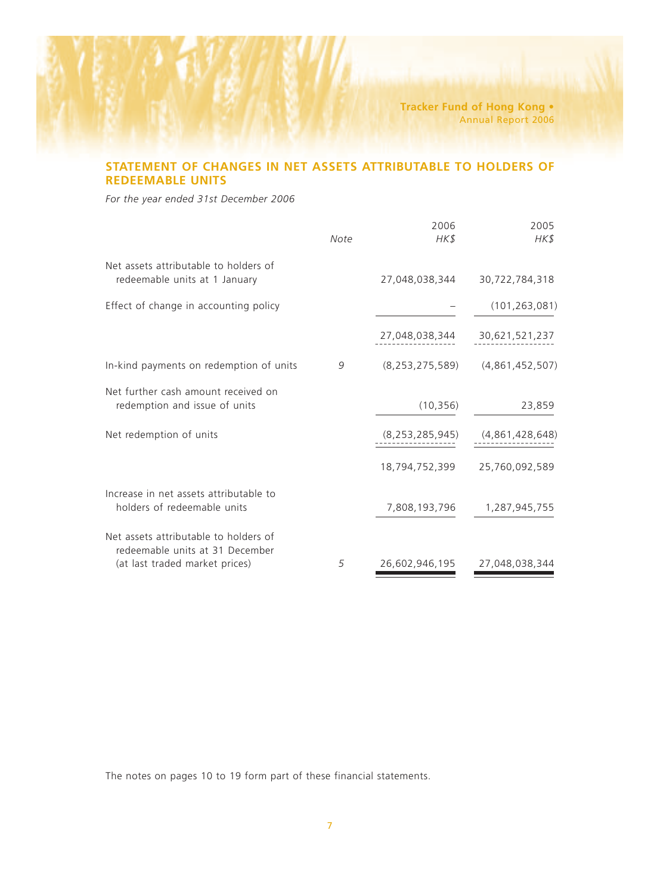## STATEMENT OF CHANGES IN NET ASSETS ATTRIBUTABLE TO HOLDERS OF REDEEMABLE UNITS

*For the year ended 31st December 2006*

| | *Note* | 2006<br>*HK$* | 2005<br>*HK$* |
|---|---|---|---|
| Net assets attributable to holders of redeemable units at 1 January | | 27,048,038,344 | 30,722,784,318 |
| Effect of change in accounting policy | | – | (101,263,081) |
| | | 27,048,038,344 | 30,621,521,237 |
| In-kind payments on redemption of units | 9 | (8,253,275,589) | (4,861,452,507) |
| Net further cash amount received on redemption and issue of units | | (10,356) | 23,859 |
| Net redemption of units | | (8,253,285,945) | (4,861,428,648) |
| | | 18,794,752,399 | 25,760,092,589 |
| Increase in net assets attributable to holders of redeemable units | | 7,808,193,796 | 1,287,945,755 |
| Net assets attributable to holders of redeemable units at 31 December (at last traded market prices) | 5 | 26,602,946,195 | 27,048,038,344 |

The notes on pages 10 to 19 form part of these financial statements.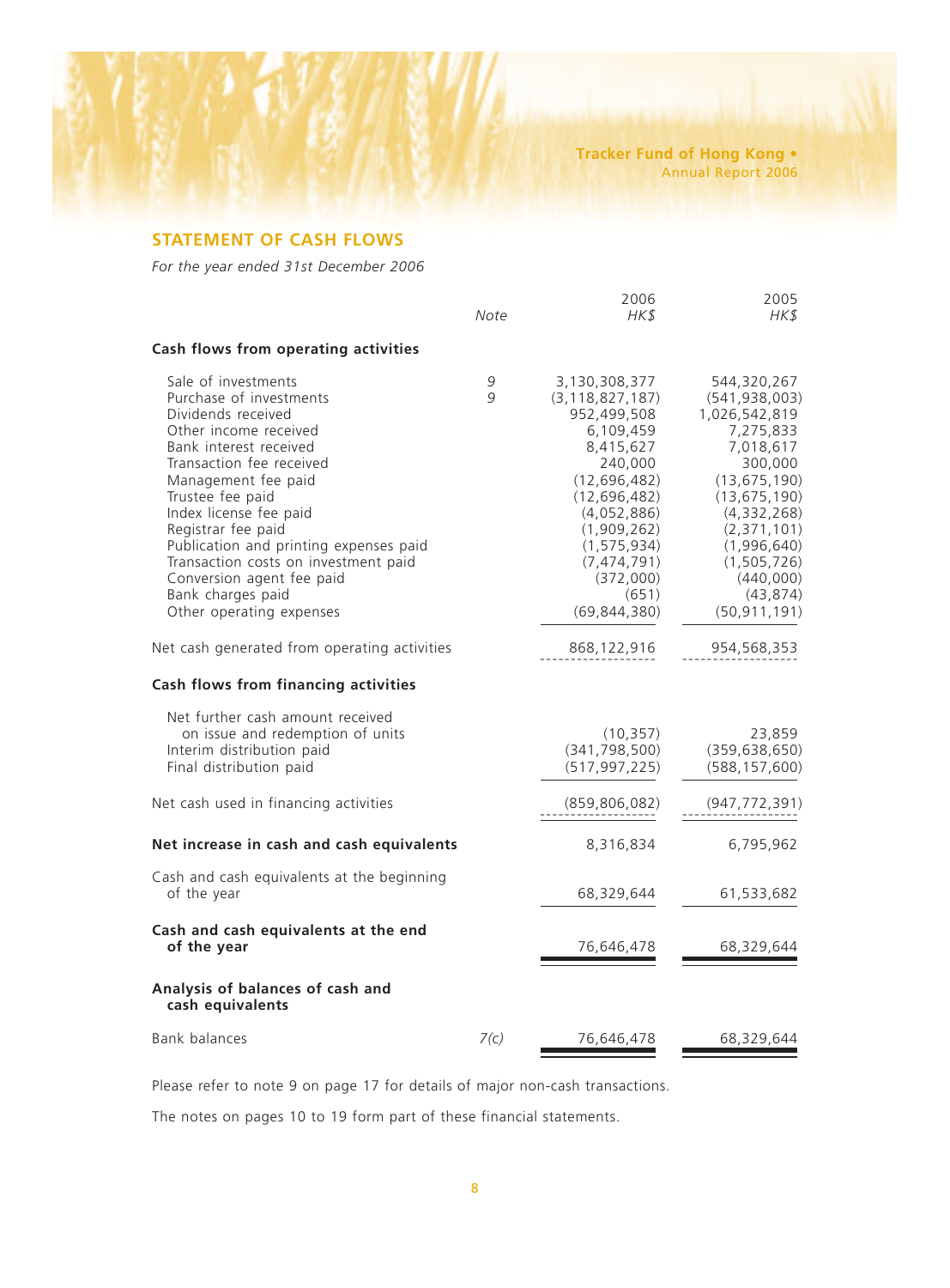## STATEMENT OF CASH FLOWS

*For the year ended 31st December 2006*

| | Note | 2006 HK$ | 2005 HK$ |
|---|---|---|---|
| **Cash flows from operating activities** | | | |
| Sale of investments | 9 | 3,130,308,377 | 544,320,267 |
| Purchase of investments | 9 | (3,118,827,187) | (541,938,003) |
| Dividends received | | 952,499,508 | 1,026,542,819 |
| Other income received | | 6,109,459 | 7,275,833 |
| Bank interest received | | 8,415,627 | 7,018,617 |
| Transaction fee received | | 240,000 | 300,000 |
| Management fee paid | | (12,696,482) | (13,675,190) |
| Trustee fee paid | | (12,696,482) | (13,675,190) |
| Index license fee paid | | (4,052,886) | (4,332,268) |
| Registrar fee paid | | (1,909,262) | (2,371,101) |
| Publication and printing expenses paid | | (1,575,934) | (1,996,640) |
| Transaction costs on investment paid | | (7,474,791) | (1,505,726) |
| Conversion agent fee paid | | (372,000) | (440,000) |
| Bank charges paid | | (651) | (43,874) |
| Other operating expenses | | (69,844,380) | (50,911,191) |
| Net cash generated from operating activities | | 868,122,916 | 954,568,353 |
| **Cash flows from financing activities** | | | |
| Net further cash amount received on issue and redemption of units | | (10,357) | 23,859 |
| Interim distribution paid | | (341,798,500) | (359,638,650) |
| Final distribution paid | | (517,997,225) | (588,157,600) |
| Net cash used in financing activities | | (859,806,082) | (947,772,391) |
| **Net increase in cash and cash equivalents** | | 8,316,834 | 6,795,962 |
| Cash and cash equivalents at the beginning of the year | | 68,329,644 | 61,533,682 |
| **Cash and cash equivalents at the end of the year** | | 76,646,478 | 68,329,644 |
| **Analysis of balances of cash and cash equivalents** | | | |
| Bank balances | *7(c)* | 76,646,478 | 68,329,644 |

Please refer to note 9 on page 17 for details of major non-cash transactions.

The notes on pages 10 to 19 form part of these financial statements.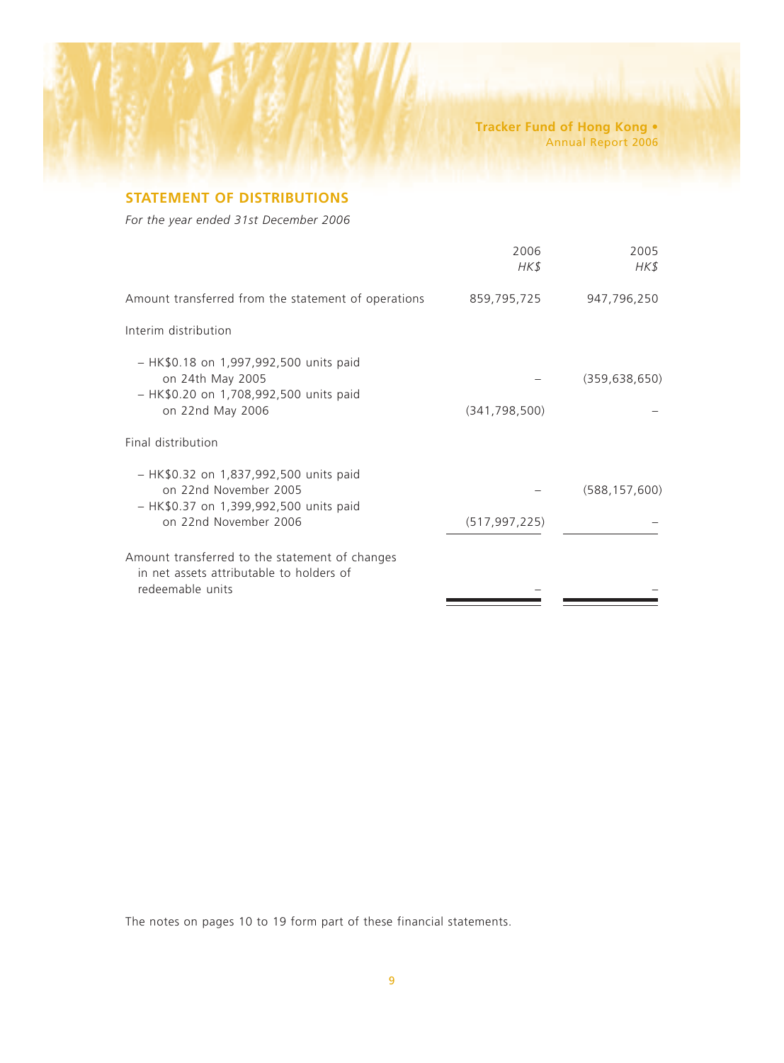## STATEMENT OF DISTRIBUTIONS

*For the year ended 31st December 2006*

| | 2006<br>*HK$* | 2005<br>*HK$* |
|---|---|---|
| Amount transferred from the statement of operations | 859,795,725 | 947,796,250 |
| Interim distribution | | |
| – HK$0.18 on 1,997,992,500 units paid on 24th May 2005 | – | (359,638,650) |
| – HK$0.20 on 1,708,992,500 units paid on 22nd May 2006 | (341,798,500) | – |
| Final distribution | | |
| – HK$0.32 on 1,837,992,500 units paid on 22nd November 2005 | – | (588,157,600) |
| – HK$0.37 on 1,399,992,500 units paid on 22nd November 2006 | (517,997,225) | – |
| Amount transferred to the statement of changes in net assets attributable to holders of redeemable units | – | – |

The notes on pages 10 to 19 form part of these financial statements.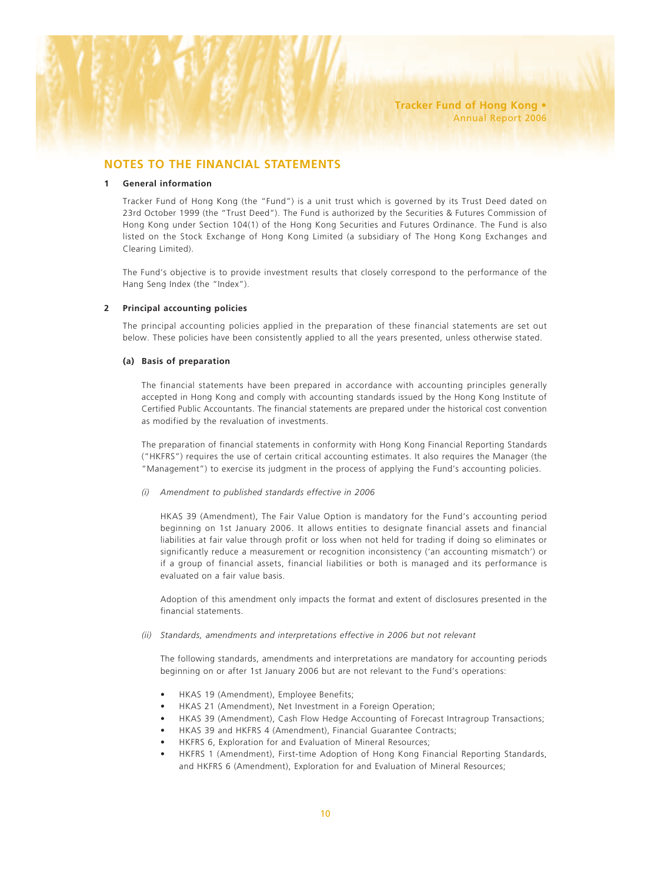## NOTES TO THE FINANCIAL STATEMENTS

### 1 General information

Tracker Fund of Hong Kong (the "Fund") is a unit trust which is governed by its Trust Deed dated on 23rd October 1999 (the "Trust Deed"). The Fund is authorized by the Securities & Futures Commission of Hong Kong under Section 104(1) of the Hong Kong Securities and Futures Ordinance. The Fund is also listed on the Stock Exchange of Hong Kong Limited (a subsidiary of The Hong Kong Exchanges and Clearing Limited).

The Fund's objective is to provide investment results that closely correspond to the performance of the Hang Seng Index (the "Index").

### 2 Principal accounting policies

The principal accounting policies applied in the preparation of these financial statements are set out below. These policies have been consistently applied to all the years presented, unless otherwise stated.

#### (a) Basis of preparation

The financial statements have been prepared in accordance with accounting principles generally accepted in Hong Kong and comply with accounting standards issued by the Hong Kong Institute of Certified Public Accountants. The financial statements are prepared under the historical cost convention as modified by the revaluation of investments.

The preparation of financial statements in conformity with Hong Kong Financial Reporting Standards ("HKFRS") requires the use of certain critical accounting estimates. It also requires the Manager (the "Management") to exercise its judgment in the process of applying the Fund's accounting policies.

*(i) Amendment to published standards effective in 2006*

HKAS 39 (Amendment), The Fair Value Option is mandatory for the Fund's accounting period beginning on 1st January 2006. It allows entities to designate financial assets and financial liabilities at fair value through profit or loss when not held for trading if doing so eliminates or significantly reduce a measurement or recognition inconsistency ('an accounting mismatch') or if a group of financial assets, financial liabilities or both is managed and its performance is evaluated on a fair value basis.

Adoption of this amendment only impacts the format and extent of disclosures presented in the financial statements.

*(ii) Standards, amendments and interpretations effective in 2006 but not relevant*

The following standards, amendments and interpretations are mandatory for accounting periods beginning on or after 1st January 2006 but are not relevant to the Fund's operations:

- HKAS 19 (Amendment), Employee Benefits;
- HKAS 21 (Amendment), Net Investment in a Foreign Operation;
- HKAS 39 (Amendment), Cash Flow Hedge Accounting of Forecast Intragroup Transactions;
- HKAS 39 and HKFRS 4 (Amendment), Financial Guarantee Contracts;
- HKFRS 6, Exploration for and Evaluation of Mineral Resources;
- HKFRS 1 (Amendment), First-time Adoption of Hong Kong Financial Reporting Standards, and HKFRS 6 (Amendment), Exploration for and Evaluation of Mineral Resources;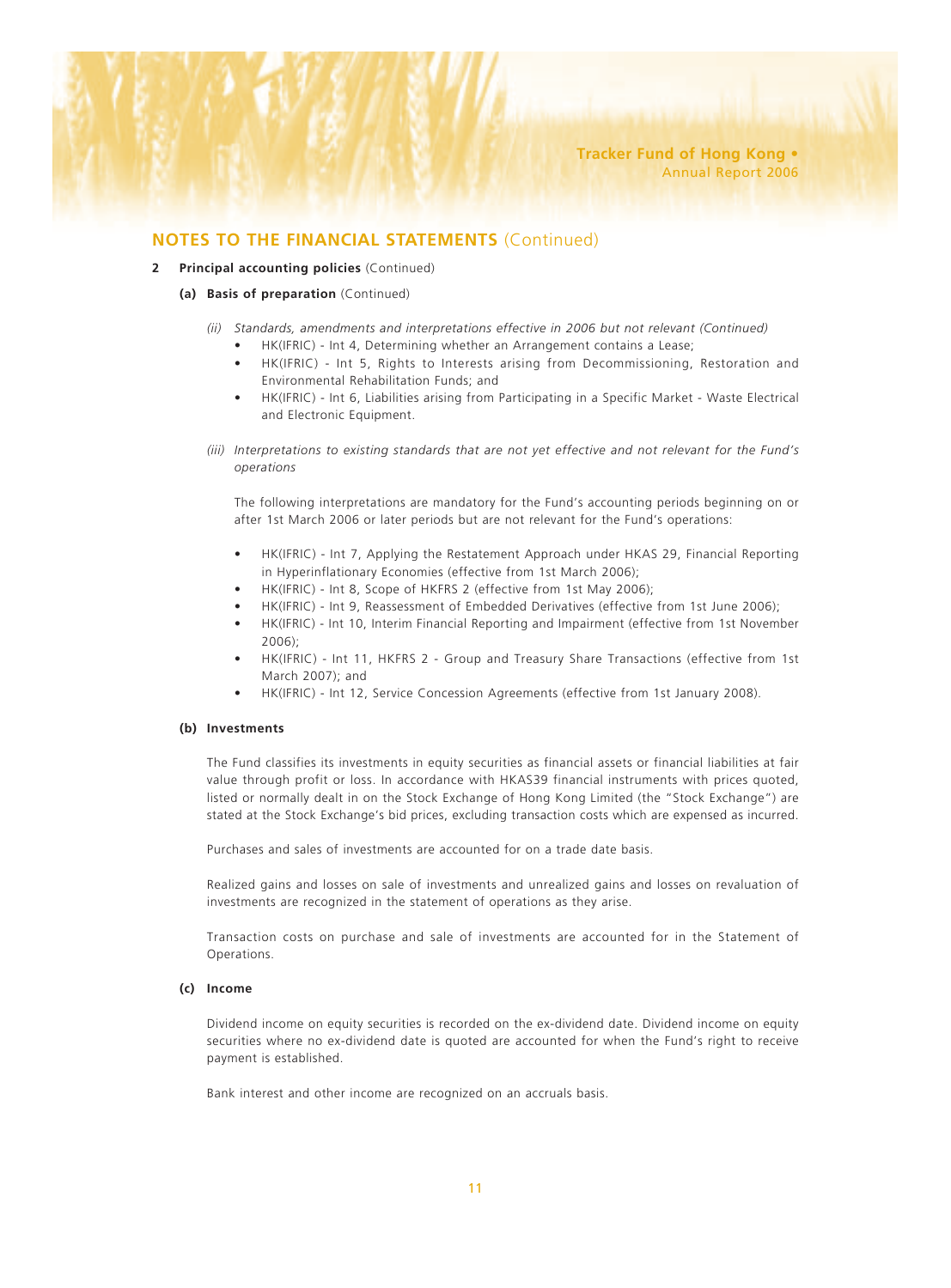## NOTES TO THE FINANCIAL STATEMENTS (Continued)

**2 Principal accounting policies** (Continued)

**(a) Basis of preparation** (Continued)

*(ii) Standards, amendments and interpretations effective in 2006 but not relevant (Continued)*

- HK(IFRIC) - Int 4, Determining whether an Arrangement contains a Lease;
- HK(IFRIC) - Int 5, Rights to Interests arising from Decommissioning, Restoration and Environmental Rehabilitation Funds; and
- HK(IFRIC) - Int 6, Liabilities arising from Participating in a Specific Market - Waste Electrical and Electronic Equipment.

*(iii) Interpretations to existing standards that are not yet effective and not relevant for the Fund's operations*

The following interpretations are mandatory for the Fund's accounting periods beginning on or after 1st March 2006 or later periods but are not relevant for the Fund's operations:

- HK(IFRIC) - Int 7, Applying the Restatement Approach under HKAS 29, Financial Reporting in Hyperinflationary Economies (effective from 1st March 2006);
- HK(IFRIC) - Int 8, Scope of HKFRS 2 (effective from 1st May 2006);
- HK(IFRIC) - Int 9, Reassessment of Embedded Derivatives (effective from 1st June 2006);
- HK(IFRIC) - Int 10, Interim Financial Reporting and Impairment (effective from 1st November 2006);
- HK(IFRIC) - Int 11, HKFRS 2 - Group and Treasury Share Transactions (effective from 1st March 2007); and
- HK(IFRIC) - Int 12, Service Concession Agreements (effective from 1st January 2008).

**(b) Investments**

The Fund classifies its investments in equity securities as financial assets or financial liabilities at fair value through profit or loss. In accordance with HKAS39 financial instruments with prices quoted, listed or normally dealt in on the Stock Exchange of Hong Kong Limited (the "Stock Exchange") are stated at the Stock Exchange's bid prices, excluding transaction costs which are expensed as incurred.

Purchases and sales of investments are accounted for on a trade date basis.

Realized gains and losses on sale of investments and unrealized gains and losses on revaluation of investments are recognized in the statement of operations as they arise.

Transaction costs on purchase and sale of investments are accounted for in the Statement of Operations.

**(c) Income**

Dividend income on equity securities is recorded on the ex-dividend date. Dividend income on equity securities where no ex-dividend date is quoted are accounted for when the Fund's right to receive payment is established.

Bank interest and other income are recognized on an accruals basis.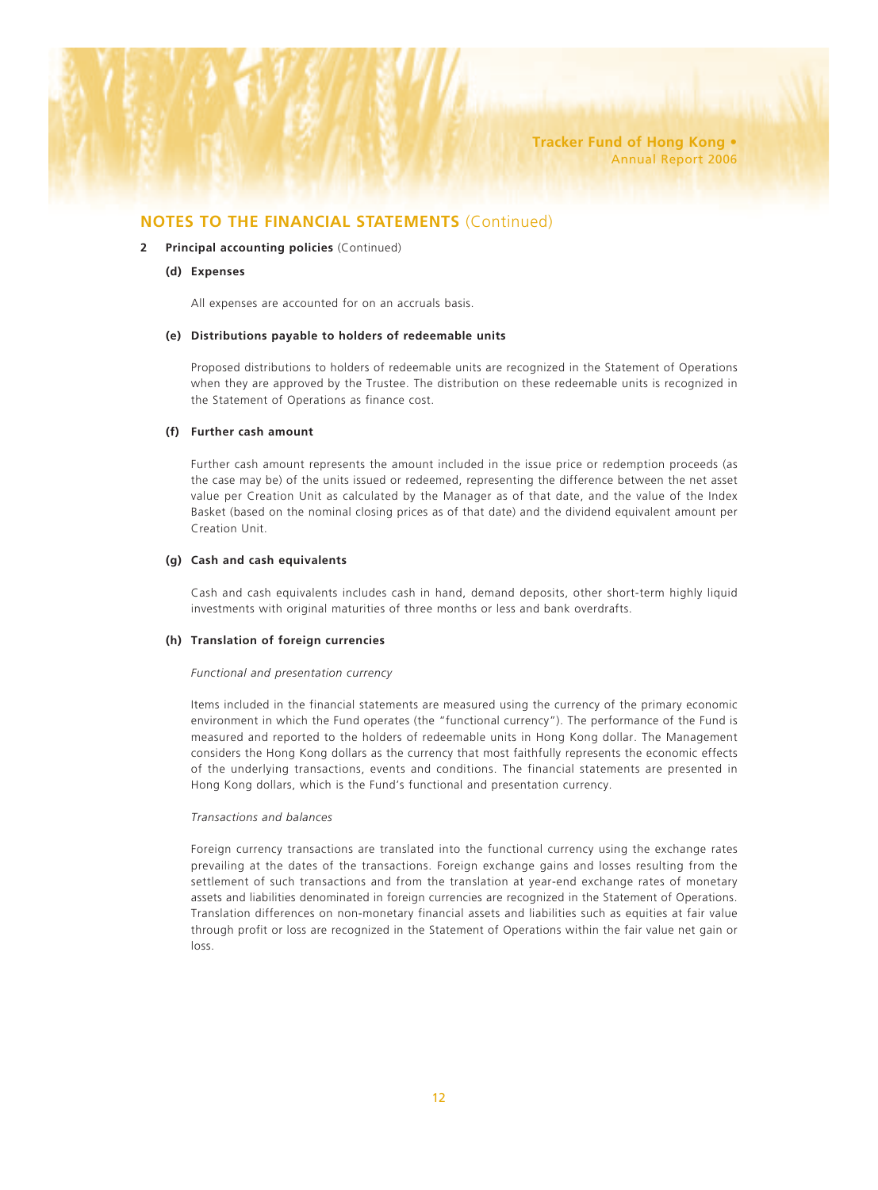## NOTES TO THE FINANCIAL STATEMENTS (Continued)

**2 Principal accounting policies** (Continued)

**(d) Expenses**

All expenses are accounted for on an accruals basis.

**(e) Distributions payable to holders of redeemable units**

Proposed distributions to holders of redeemable units are recognized in the Statement of Operations when they are approved by the Trustee. The distribution on these redeemable units is recognized in the Statement of Operations as finance cost.

**(f) Further cash amount**

Further cash amount represents the amount included in the issue price or redemption proceeds (as the case may be) of the units issued or redeemed, representing the difference between the net asset value per Creation Unit as calculated by the Manager as of that date, and the value of the Index Basket (based on the nominal closing prices as of that date) and the dividend equivalent amount per Creation Unit.

**(g) Cash and cash equivalents**

Cash and cash equivalents includes cash in hand, demand deposits, other short-term highly liquid investments with original maturities of three months or less and bank overdrafts.

**(h) Translation of foreign currencies**

*Functional and presentation currency*

Items included in the financial statements are measured using the currency of the primary economic environment in which the Fund operates (the "functional currency"). The performance of the Fund is measured and reported to the holders of redeemable units in Hong Kong dollar. The Management considers the Hong Kong dollars as the currency that most faithfully represents the economic effects of the underlying transactions, events and conditions. The financial statements are presented in Hong Kong dollars, which is the Fund's functional and presentation currency.

*Transactions and balances*

Foreign currency transactions are translated into the functional currency using the exchange rates prevailing at the dates of the transactions. Foreign exchange gains and losses resulting from the settlement of such transactions and from the translation at year-end exchange rates of monetary assets and liabilities denominated in foreign currencies are recognized in the Statement of Operations. Translation differences on non-monetary financial assets and liabilities such as equities at fair value through profit or loss are recognized in the Statement of Operations within the fair value net gain or loss.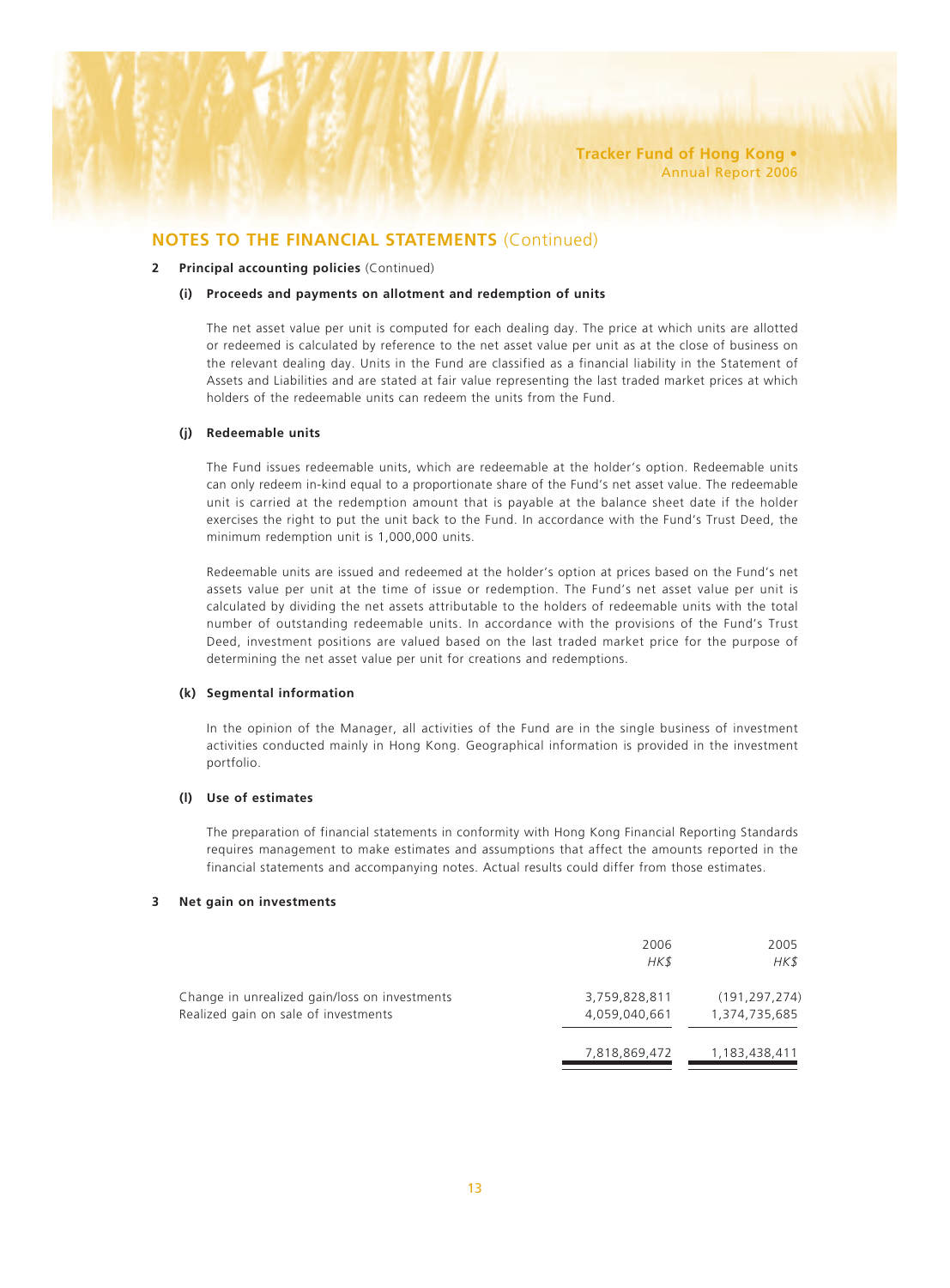## NOTES TO THE FINANCIAL STATEMENTS (Continued)

**2 Principal accounting policies** (Continued)

**(i) Proceeds and payments on allotment and redemption of units**

The net asset value per unit is computed for each dealing day. The price at which units are allotted or redeemed is calculated by reference to the net asset value per unit as at the close of business on the relevant dealing day. Units in the Fund are classified as a financial liability in the Statement of Assets and Liabilities and are stated at fair value representing the last traded market prices at which holders of the redeemable units can redeem the units from the Fund.

**(j) Redeemable units**

The Fund issues redeemable units, which are redeemable at the holder's option. Redeemable units can only redeem in-kind equal to a proportionate share of the Fund's net asset value. The redeemable unit is carried at the redemption amount that is payable at the balance sheet date if the holder exercises the right to put the unit back to the Fund. In accordance with the Fund's Trust Deed, the minimum redemption unit is 1,000,000 units.

Redeemable units are issued and redeemed at the holder's option at prices based on the Fund's net assets value per unit at the time of issue or redemption. The Fund's net asset value per unit is calculated by dividing the net assets attributable to the holders of redeemable units with the total number of outstanding redeemable units. In accordance with the provisions of the Fund's Trust Deed, investment positions are valued based on the last traded market price for the purpose of determining the net asset value per unit for creations and redemptions.

**(k) Segmental information**

In the opinion of the Manager, all activities of the Fund are in the single business of investment activities conducted mainly in Hong Kong. Geographical information is provided in the investment portfolio.

**(l) Use of estimates**

The preparation of financial statements in conformity with Hong Kong Financial Reporting Standards requires management to make estimates and assumptions that affect the amounts reported in the financial statements and accompanying notes. Actual results could differ from those estimates.

**3 Net gain on investments**

| | 2006<br>*HK$* | 2005<br>*HK$* |
|---|---|---|
| Change in unrealized gain/loss on investments | 3,759,828,811 | (191,297,274) |
| Realized gain on sale of investments | 4,059,040,661 | 1,374,735,685 |
| | 7,818,869,472 | 1,183,438,411 |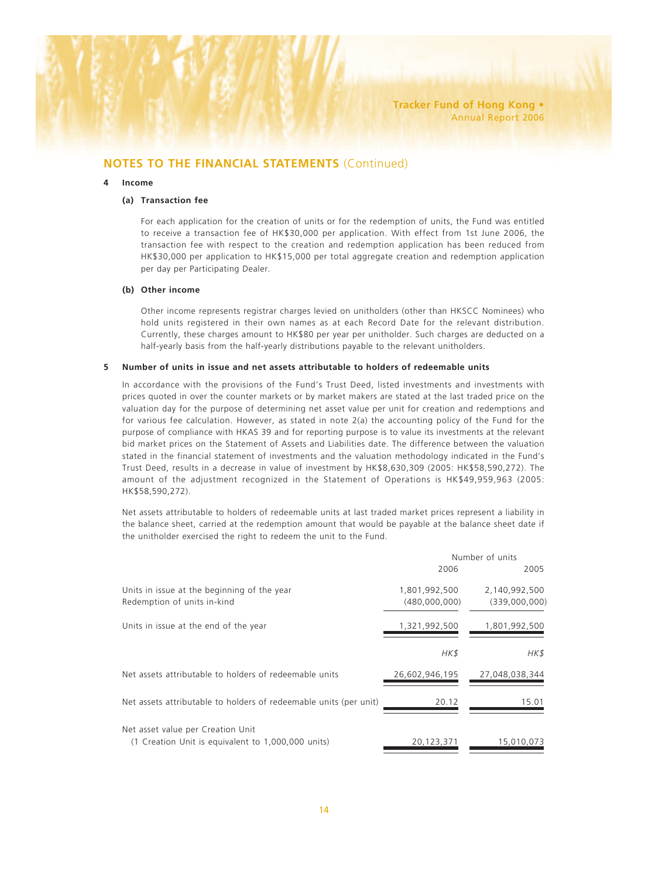## NOTES TO THE FINANCIAL STATEMENTS (Continued)

### 4 Income

#### (a) Transaction fee

For each application for the creation of units or for the redemption of units, the Fund was entitled to receive a transaction fee of HK$30,000 per application. With effect from 1st June 2006, the transaction fee with respect to the creation and redemption application has been reduced from HK$30,000 per application to HK$15,000 per total aggregate creation and redemption application per day per Participating Dealer.

#### (b) Other income

Other income represents registrar charges levied on unitholders (other than HKSCC Nominees) who hold units registered in their own names as at each Record Date for the relevant distribution. Currently, these charges amount to HK$80 per year per unitholder. Such charges are deducted on a half-yearly basis from the half-yearly distributions payable to the relevant unitholders.

### 5 Number of units in issue and net assets attributable to holders of redeemable units

In accordance with the provisions of the Fund's Trust Deed, listed investments and investments with prices quoted in over the counter markets or by market makers are stated at the last traded price on the valuation day for the purpose of determining net asset value per unit for creation and redemptions and for various fee calculation. However, as stated in note 2(a) the accounting policy of the Fund for the purpose of compliance with HKAS 39 and for reporting purpose is to value its investments at the relevant bid market prices on the Statement of Assets and Liabilities date. The difference between the valuation stated in the financial statement of investments and the valuation methodology indicated in the Fund's Trust Deed, results in a decrease in value of investment by HK$8,630,309 (2005: HK$58,590,272). The amount of the adjustment recognized in the Statement of Operations is HK$49,959,963 (2005: HK$58,590,272).

Net assets attributable to holders of redeemable units at last traded market prices represent a liability in the balance sheet, carried at the redemption amount that would be payable at the balance sheet date if the unitholder exercised the right to redeem the unit to the Fund.

| | Number of units | |
|---|---|---|
| | 2006 | 2005 |
| Units in issue at the beginning of the year | 1,801,992,500 | 2,140,992,500 |
| Redemption of units in-kind | (480,000,000) | (339,000,000) |
| Units in issue at the end of the year | 1,321,992,500 | 1,801,992,500 |
| | *HK$* | *HK$* |
| Net assets attributable to holders of redeemable units | 26,602,946,195 | 27,048,038,344 |
| Net assets attributable to holders of redeemable units (per unit) | 20.12 | 15.01 |
| Net asset value per Creation Unit (1 Creation Unit is equivalent to 1,000,000 units) | 20,123,371 | 15,010,073 |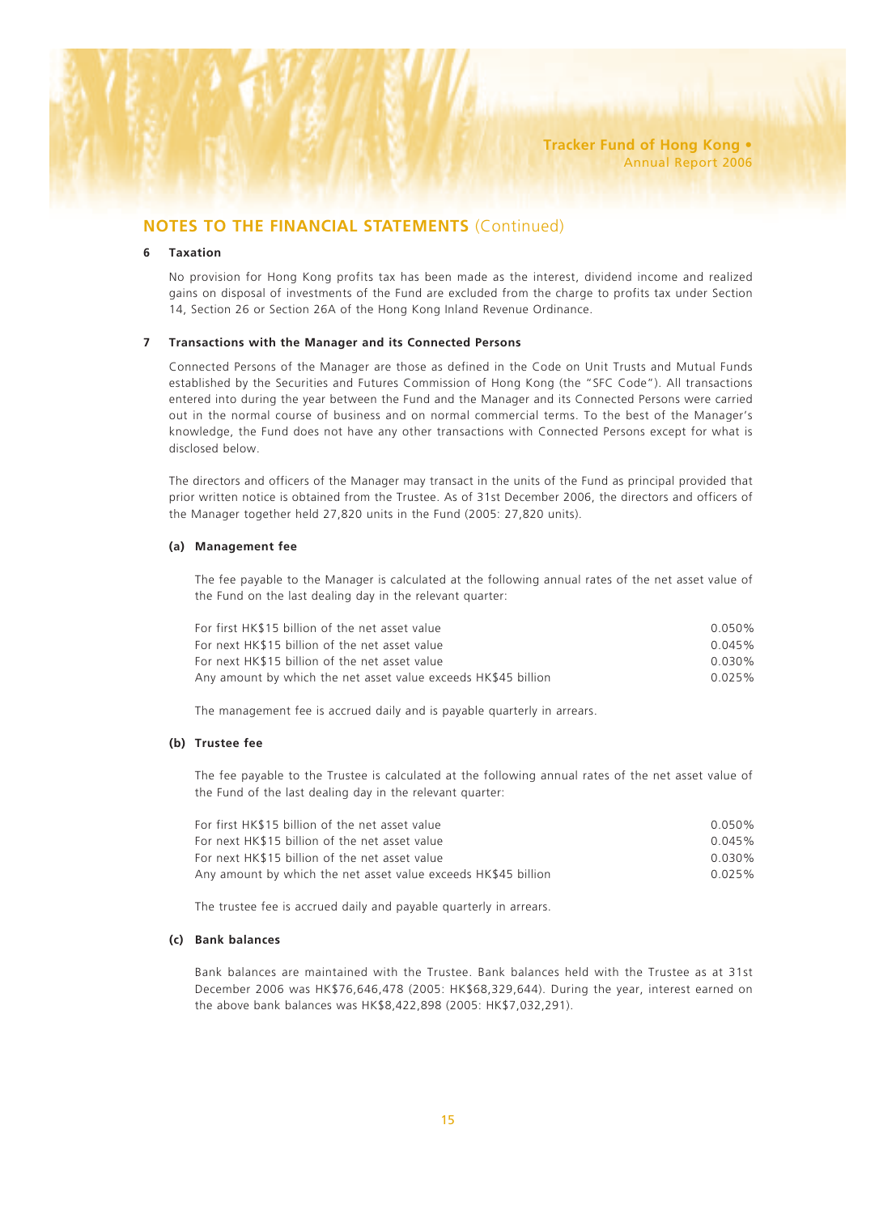## NOTES TO THE FINANCIAL STATEMENTS (Continued)

### 6 Taxation

No provision for Hong Kong profits tax has been made as the interest, dividend income and realized gains on disposal of investments of the Fund are excluded from the charge to profits tax under Section 14, Section 26 or Section 26A of the Hong Kong Inland Revenue Ordinance.

### 7 Transactions with the Manager and its Connected Persons

Connected Persons of the Manager are those as defined in the Code on Unit Trusts and Mutual Funds established by the Securities and Futures Commission of Hong Kong (the "SFC Code"). All transactions entered into during the year between the Fund and the Manager and its Connected Persons were carried out in the normal course of business and on normal commercial terms. To the best of the Manager's knowledge, the Fund does not have any other transactions with Connected Persons except for what is disclosed below.

The directors and officers of the Manager may transact in the units of the Fund as principal provided that prior written notice is obtained from the Trustee. As of 31st December 2006, the directors and officers of the Manager together held 27,820 units in the Fund (2005: 27,820 units).

#### (a) Management fee

The fee payable to the Manager is calculated at the following annual rates of the net asset value of the Fund on the last dealing day in the relevant quarter:

| | |
|---|---|
| For first HK$15 billion of the net asset value | 0.050% |
| For next HK$15 billion of the net asset value | 0.045% |
| For next HK$15 billion of the net asset value | 0.030% |
| Any amount by which the net asset value exceeds HK$45 billion | 0.025% |

The management fee is accrued daily and is payable quarterly in arrears.

#### (b) Trustee fee

The fee payable to the Trustee is calculated at the following annual rates of the net asset value of the Fund of the last dealing day in the relevant quarter:

| | |
|---|---|
| For first HK$15 billion of the net asset value | 0.050% |
| For next HK$15 billion of the net asset value | 0.045% |
| For next HK$15 billion of the net asset value | 0.030% |
| Any amount by which the net asset value exceeds HK$45 billion | 0.025% |

The trustee fee is accrued daily and payable quarterly in arrears.

#### (c) Bank balances

Bank balances are maintained with the Trustee. Bank balances held with the Trustee as at 31st December 2006 was HK$76,646,478 (2005: HK$68,329,644). During the year, interest earned on the above bank balances was HK$8,422,898 (2005: HK$7,032,291).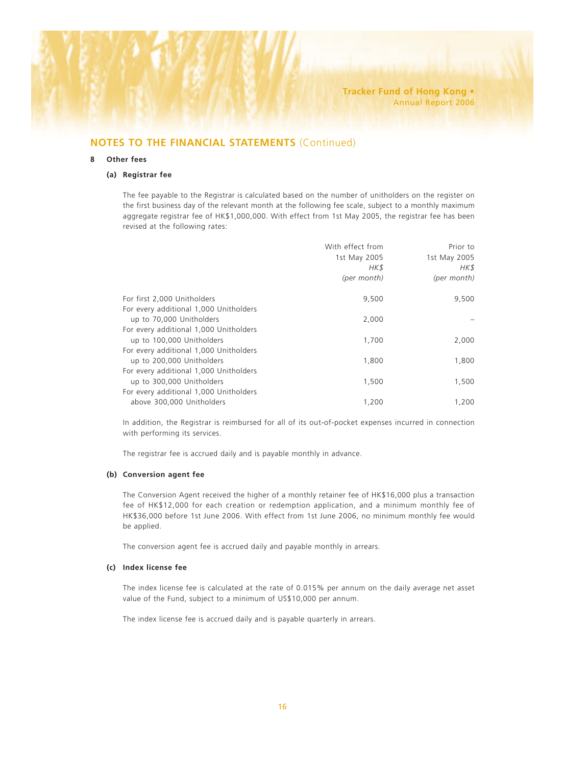## NOTES TO THE FINANCIAL STATEMENTS (Continued)

### 8 Other fees

#### (a) Registrar fee

The fee payable to the Registrar is calculated based on the number of unitholders on the register on the first business day of the relevant month at the following fee scale, subject to a monthly maximum aggregate registrar fee of HK$1,000,000. With effect from 1st May 2005, the registrar fee has been revised at the following rates:

| | With effect from 1st May 2005 HK$ *(per month)* | Prior to 1st May 2005 HK$ *(per month)* |
|---|---|---|
| For first 2,000 Unitholders | 9,500 | 9,500 |
| For every additional 1,000 Unitholders up to 70,000 Unitholders | 2,000 | – |
| For every additional 1,000 Unitholders up to 100,000 Unitholders | 1,700 | 2,000 |
| For every additional 1,000 Unitholders up to 200,000 Unitholders | 1,800 | 1,800 |
| For every additional 1,000 Unitholders up to 300,000 Unitholders | 1,500 | 1,500 |
| For every additional 1,000 Unitholders above 300,000 Unitholders | 1,200 | 1,200 |

In addition, the Registrar is reimbursed for all of its out-of-pocket expenses incurred in connection with performing its services.

The registrar fee is accrued daily and is payable monthly in advance.

#### (b) Conversion agent fee

The Conversion Agent received the higher of a monthly retainer fee of HK$16,000 plus a transaction fee of HK$12,000 for each creation or redemption application, and a minimum monthly fee of HK$36,000 before 1st June 2006. With effect from 1st June 2006, no minimum monthly fee would be applied.

The conversion agent fee is accrued daily and payable monthly in arrears.

#### (c) Index license fee

The index license fee is calculated at the rate of 0.015% per annum on the daily average net asset value of the Fund, subject to a minimum of US$10,000 per annum.

The index license fee is accrued daily and is payable quarterly in arrears.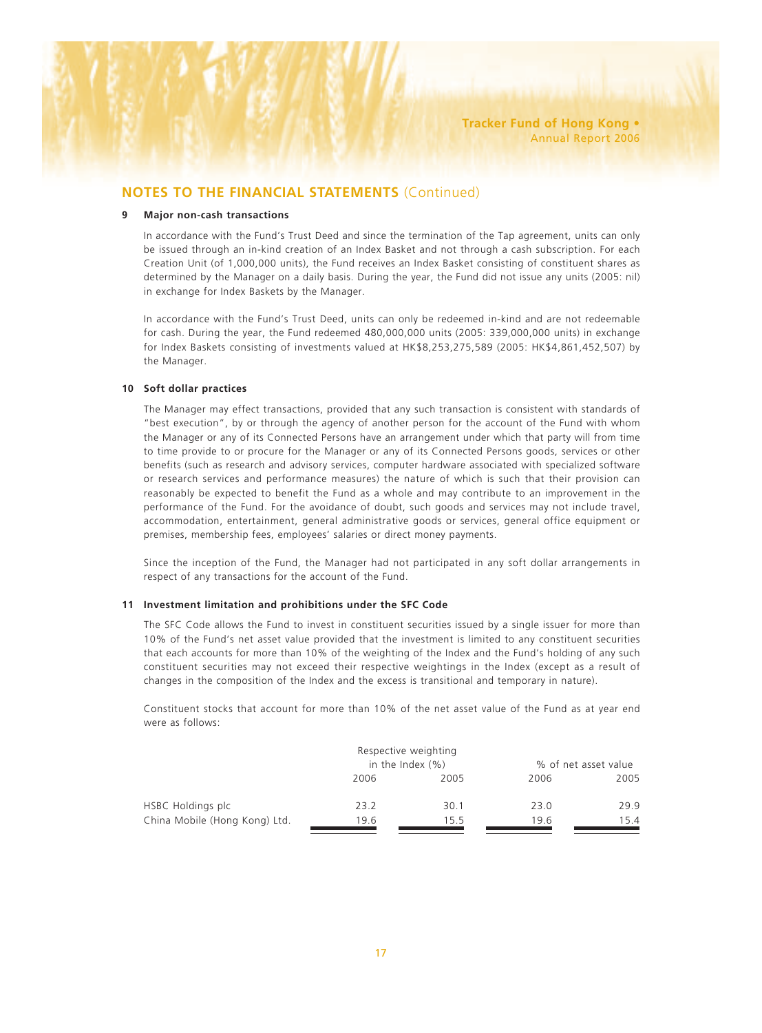## NOTES TO THE FINANCIAL STATEMENTS (Continued)

### 9 Major non-cash transactions

In accordance with the Fund's Trust Deed and since the termination of the Tap agreement, units can only be issued through an in-kind creation of an Index Basket and not through a cash subscription. For each Creation Unit (of 1,000,000 units), the Fund receives an Index Basket consisting of constituent shares as determined by the Manager on a daily basis. During the year, the Fund did not issue any units (2005: nil) in exchange for Index Baskets by the Manager.

In accordance with the Fund's Trust Deed, units can only be redeemed in-kind and are not redeemable for cash. During the year, the Fund redeemed 480,000,000 units (2005: 339,000,000 units) in exchange for Index Baskets consisting of investments valued at HK$8,253,275,589 (2005: HK$4,861,452,507) by the Manager.

### 10 Soft dollar practices

The Manager may effect transactions, provided that any such transaction is consistent with standards of "best execution", by or through the agency of another person for the account of the Fund with whom the Manager or any of its Connected Persons have an arrangement under which that party will from time to time provide to or procure for the Manager or any of its Connected Persons goods, services or other benefits (such as research and advisory services, computer hardware associated with specialized software or research services and performance measures) the nature of which is such that their provision can reasonably be expected to benefit the Fund as a whole and may contribute to an improvement in the performance of the Fund. For the avoidance of doubt, such goods and services may not include travel, accommodation, entertainment, general administrative goods or services, general office equipment or premises, membership fees, employees' salaries or direct money payments.

Since the inception of the Fund, the Manager had not participated in any soft dollar arrangements in respect of any transactions for the account of the Fund.

### 11 Investment limitation and prohibitions under the SFC Code

The SFC Code allows the Fund to invest in constituent securities issued by a single issuer for more than 10% of the Fund's net asset value provided that the investment is limited to any constituent securities that each accounts for more than 10% of the weighting of the Index and the Fund's holding of any such constituent securities may not exceed their respective weightings in the Index (except as a result of changes in the composition of the Index and the excess is transitional and temporary in nature).

Constituent stocks that account for more than 10% of the net asset value of the Fund as at year end were as follows:

| | Respective weighting in the Index (%) | | % of net asset value | |
|---|---|---|---|---|
| | 2006 | 2005 | 2006 | 2005 |
| HSBC Holdings plc | 23.2 | 30.1 | 23.0 | 29.9 |
| China Mobile (Hong Kong) Ltd. | 19.6 | 15.5 | 19.6 | 15.4 |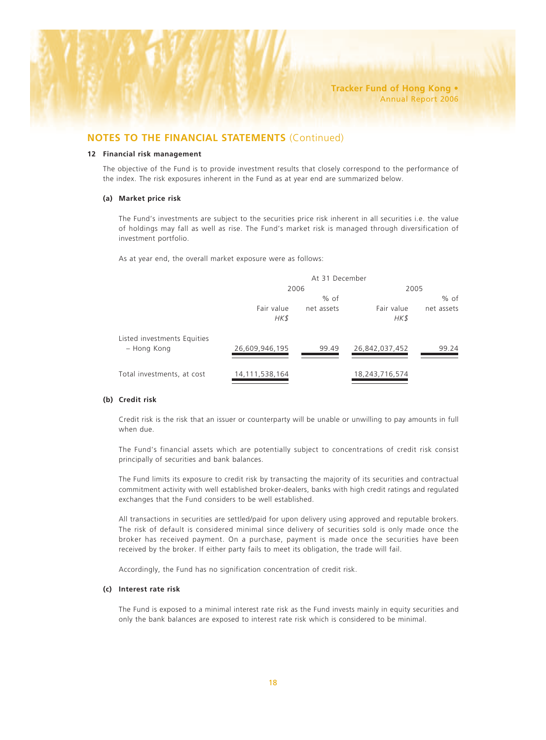## NOTES TO THE FINANCIAL STATEMENTS (Continued)

### 12 Financial risk management

The objective of the Fund is to provide investment results that closely correspond to the performance of the index. The risk exposures inherent in the Fund as at year end are summarized below.

#### (a) Market price risk

The Fund's investments are subject to the securities price risk inherent in all securities i.e. the value of holdings may fall as well as rise. The Fund's market risk is managed through diversification of investment portfolio.

As at year end, the overall market exposure were as follows:

| | At 31 December | | | |
|---|---|---|---|---|
| | 2006 | | 2005 | |
| | Fair value *HK$* | % of net assets | Fair value *HK$* | % of net assets |
| Listed investments Equities – Hong Kong | 26,609,946,195 | 99.49 | 26,842,037,452 | 99.24 |
| Total investments, at cost | 14,111,538,164 | | 18,243,716,574 | |

#### (b) Credit risk

Credit risk is the risk that an issuer or counterparty will be unable or unwilling to pay amounts in full when due.

The Fund's financial assets which are potentially subject to concentrations of credit risk consist principally of securities and bank balances.

The Fund limits its exposure to credit risk by transacting the majority of its securities and contractual commitment activity with well established broker-dealers, banks with high credit ratings and regulated exchanges that the Fund considers to be well established.

All transactions in securities are settled/paid for upon delivery using approved and reputable brokers. The risk of default is considered minimal since delivery of securities sold is only made once the broker has received payment. On a purchase, payment is made once the securities have been received by the broker. If either party fails to meet its obligation, the trade will fail.

Accordingly, the Fund has no signification concentration of credit risk.

#### (c) Interest rate risk

The Fund is exposed to a minimal interest rate risk as the Fund invests mainly in equity securities and only the bank balances are exposed to interest rate risk which is considered to be minimal.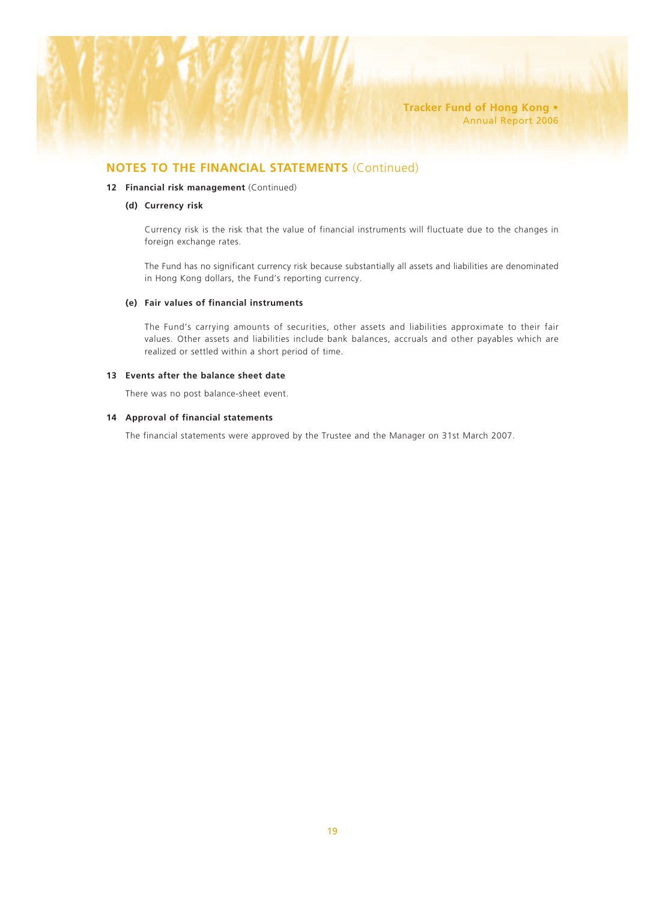## NOTES TO THE FINANCIAL STATEMENTS (Continued)

### 12 Financial risk management (Continued)

#### (d) Currency risk

Currency risk is the risk that the value of financial instruments will fluctuate due to the changes in foreign exchange rates.

The Fund has no significant currency risk because substantially all assets and liabilities are denominated in Hong Kong dollars, the Fund's reporting currency.

#### (e) Fair values of financial instruments

The Fund's carrying amounts of securities, other assets and liabilities approximate to their fair values. Other assets and liabilities include bank balances, accruals and other payables which are realized or settled within a short period of time.

### 13 Events after the balance sheet date

There was no post balance-sheet event.

### 14 Approval of financial statements

The financial statements were approved by the Trustee and the Manager on 31st March 2007.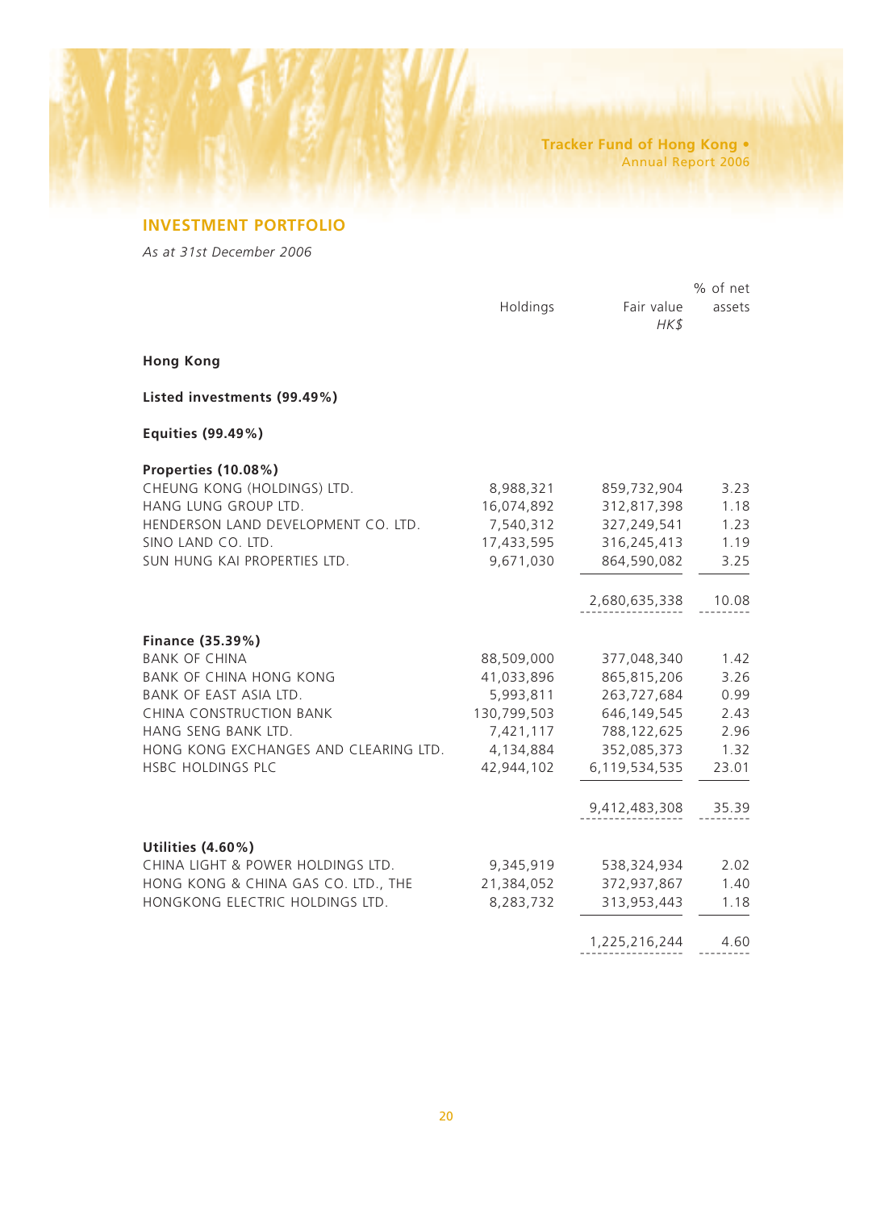## INVESTMENT PORTFOLIO

*As at 31st December 2006*

| | Holdings | Fair value *HK$* | % of net assets |
|---|---|---|---|
| **Hong Kong** | | | |
| **Listed investments (99.49%)** | | | |
| **Equities (99.49%)** | | | |
| **Properties (10.08%)** | | | |
| CHEUNG KONG (HOLDINGS) LTD. | 8,988,321 | 859,732,904 | 3.23 |
| HANG LUNG GROUP LTD. | 16,074,892 | 312,817,398 | 1.18 |
| HENDERSON LAND DEVELOPMENT CO. LTD. | 7,540,312 | 327,249,541 | 1.23 |
| SINO LAND CO. LTD. | 17,433,595 | 316,245,413 | 1.19 |
| SUN HUNG KAI PROPERTIES LTD. | 9,671,030 | 864,590,082 | 3.25 |
| | | 2,680,635,338 | 10.08 |
| **Finance (35.39%)** | | | |
| BANK OF CHINA | 88,509,000 | 377,048,340 | 1.42 |
| BANK OF CHINA HONG KONG | 41,033,896 | 865,815,206 | 3.26 |
| BANK OF EAST ASIA LTD. | 5,993,811 | 263,727,684 | 0.99 |
| CHINA CONSTRUCTION BANK | 130,799,503 | 646,149,545 | 2.43 |
| HANG SENG BANK LTD. | 7,421,117 | 788,122,625 | 2.96 |
| HONG KONG EXCHANGES AND CLEARING LTD. | 4,134,884 | 352,085,373 | 1.32 |
| HSBC HOLDINGS PLC | 42,944,102 | 6,119,534,535 | 23.01 |
| | | 9,412,483,308 | 35.39 |
| **Utilities (4.60%)** | | | |
| CHINA LIGHT & POWER HOLDINGS LTD. | 9,345,919 | 538,324,934 | 2.02 |
| HONG KONG & CHINA GAS CO. LTD., THE | 21,384,052 | 372,937,867 | 1.40 |
| HONGKONG ELECTRIC HOLDINGS LTD. | 8,283,732 | 313,953,443 | 1.18 |
| | | 1,225,216,244 | 4.60 |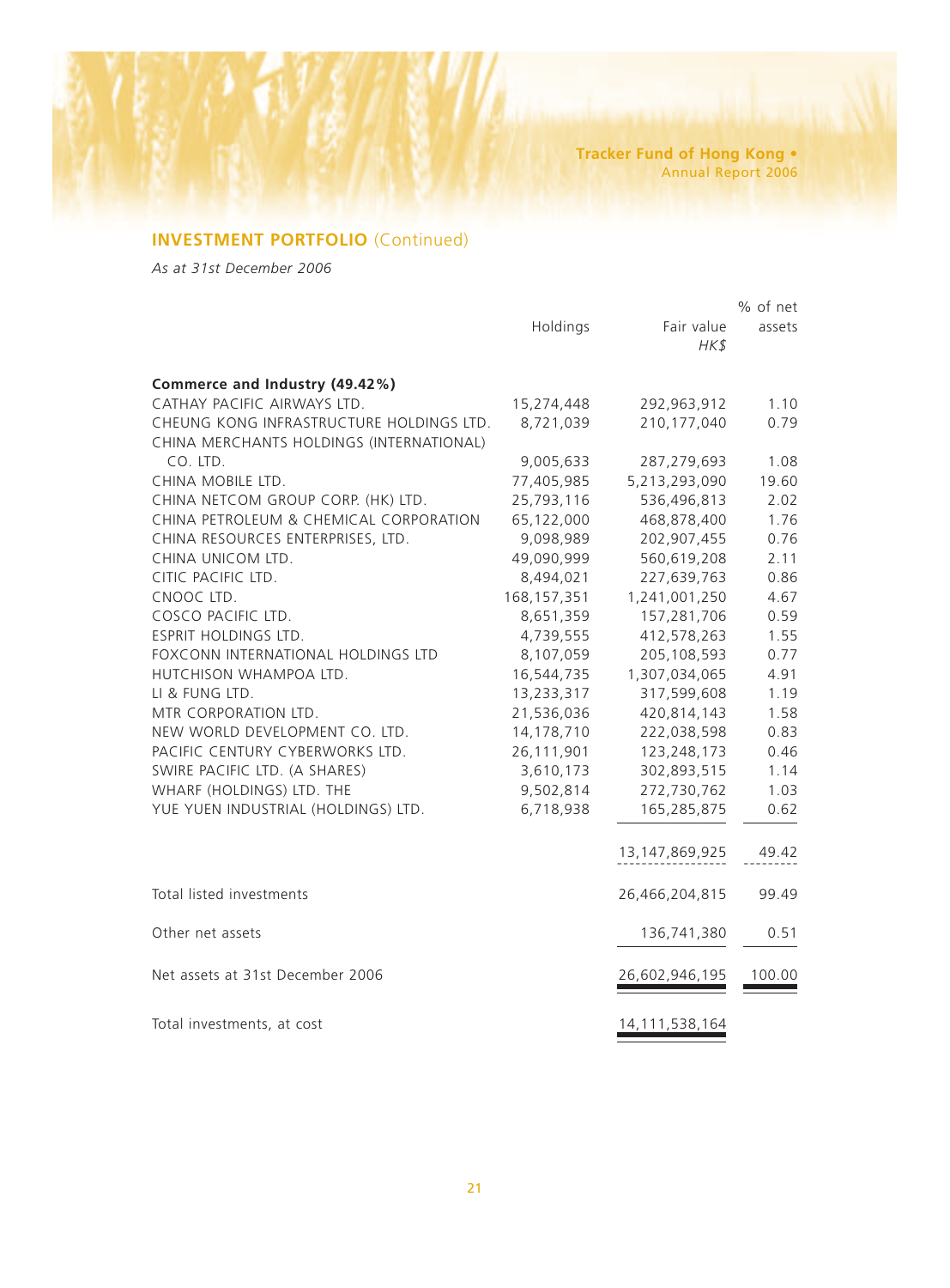## INVESTMENT PORTFOLIO (Continued)

*As at 31st December 2006*

| | Holdings | Fair value *HK$* | % of net assets |
|---|---|---|---|
| **Commerce and Industry (49.42%)** | | | |
| CATHAY PACIFIC AIRWAYS LTD. | 15,274,448 | 292,963,912 | 1.10 |
| CHEUNG KONG INFRASTRUCTURE HOLDINGS LTD. | 8,721,039 | 210,177,040 | 0.79 |
| CHINA MERCHANTS HOLDINGS (INTERNATIONAL) CO. LTD. | 9,005,633 | 287,279,693 | 1.08 |
| CHINA MOBILE LTD. | 77,405,985 | 5,213,293,090 | 19.60 |
| CHINA NETCOM GROUP CORP. (HK) LTD. | 25,793,116 | 536,496,813 | 2.02 |
| CHINA PETROLEUM & CHEMICAL CORPORATION | 65,122,000 | 468,878,400 | 1.76 |
| CHINA RESOURCES ENTERPRISES, LTD. | 9,098,989 | 202,907,455 | 0.76 |
| CHINA UNICOM LTD. | 49,090,999 | 560,619,208 | 2.11 |
| CITIC PACIFIC LTD. | 8,494,021 | 227,639,763 | 0.86 |
| CNOOC LTD. | 168,157,351 | 1,241,001,250 | 4.67 |
| COSCO PACIFIC LTD. | 8,651,359 | 157,281,706 | 0.59 |
| ESPRIT HOLDINGS LTD. | 4,739,555 | 412,578,263 | 1.55 |
| FOXCONN INTERNATIONAL HOLDINGS LTD | 8,107,059 | 205,108,593 | 0.77 |
| HUTCHISON WHAMPOA LTD. | 16,544,735 | 1,307,034,065 | 4.91 |
| LI & FUNG LTD. | 13,233,317 | 317,599,608 | 1.19 |
| MTR CORPORATION LTD. | 21,536,036 | 420,814,143 | 1.58 |
| NEW WORLD DEVELOPMENT CO. LTD. | 14,178,710 | 222,038,598 | 0.83 |
| PACIFIC CENTURY CYBERWORKS LTD. | 26,111,901 | 123,248,173 | 0.46 |
| SWIRE PACIFIC LTD. (A SHARES) | 3,610,173 | 302,893,515 | 1.14 |
| WHARF (HOLDINGS) LTD. THE | 9,502,814 | 272,730,762 | 1.03 |
| YUE YUEN INDUSTRIAL (HOLDINGS) LTD. | 6,718,938 | 165,285,875 | 0.62 |
| | | 13,147,869,925 | 49.42 |
| Total listed investments | | 26,466,204,815 | 99.49 |
| Other net assets | | 136,741,380 | 0.51 |
| Net assets at 31st December 2006 | | 26,602,946,195 | 100.00 |
| Total investments, at cost | | 14,111,538,164 | |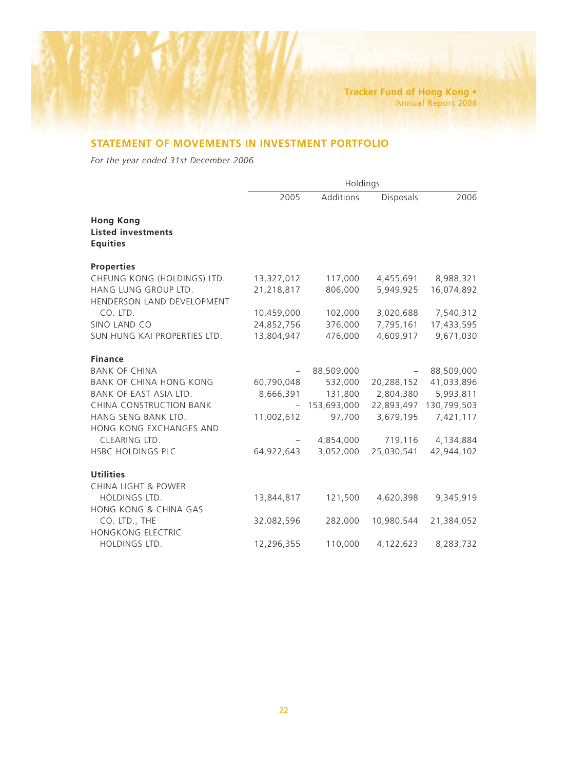## STATEMENT OF MOVEMENTS IN INVESTMENT PORTFOLIO

*For the year ended 31st December 2006*

| | Holdings | | | |
|---|---|---|---|---|
| | 2005 | Additions | Disposals | 2006 |
| **Hong Kong** | | | | |
| **Listed investments** | | | | |
| **Equities** | | | | |
| **Properties** | | | | |
| CHEUNG KONG (HOLDINGS) LTD. | 13,327,012 | 117,000 | 4,455,691 | 8,988,321 |
| HANG LUNG GROUP LTD. | 21,218,817 | 806,000 | 5,949,925 | 16,074,892 |
| HENDERSON LAND DEVELOPMENT CO. LTD. | 10,459,000 | 102,000 | 3,020,688 | 7,540,312 |
| SINO LAND CO | 24,852,756 | 376,000 | 7,795,161 | 17,433,595 |
| SUN HUNG KAI PROPERTIES LTD. | 13,804,947 | 476,000 | 4,609,917 | 9,671,030 |
| **Finance** | | | | |
| BANK OF CHINA | – | 88,509,000 | – | 88,509,000 |
| BANK OF CHINA HONG KONG | 60,790,048 | 532,000 | 20,288,152 | 41,033,896 |
| BANK OF EAST ASIA LTD. | 8,666,391 | 131,800 | 2,804,380 | 5,993,811 |
| CHINA CONSTRUCTION BANK | – | 153,693,000 | 22,893,497 | 130,799,503 |
| HANG SENG BANK LTD. | 11,002,612 | 97,700 | 3,679,195 | 7,421,117 |
| HONG KONG EXCHANGES AND CLEARING LTD. | – | 4,854,000 | 719,116 | 4,134,884 |
| HSBC HOLDINGS PLC | 64,922,643 | 3,052,000 | 25,030,541 | 42,944,102 |
| **Utilities** | | | | |
| CHINA LIGHT & POWER HOLDINGS LTD. | 13,844,817 | 121,500 | 4,620,398 | 9,345,919 |
| HONG KONG & CHINA GAS CO. LTD., THE | 32,082,596 | 282,000 | 10,980,544 | 21,384,052 |
| HONGKONG ELECTRIC HOLDINGS LTD. | 12,296,355 | 110,000 | 4,122,623 | 8,283,732 |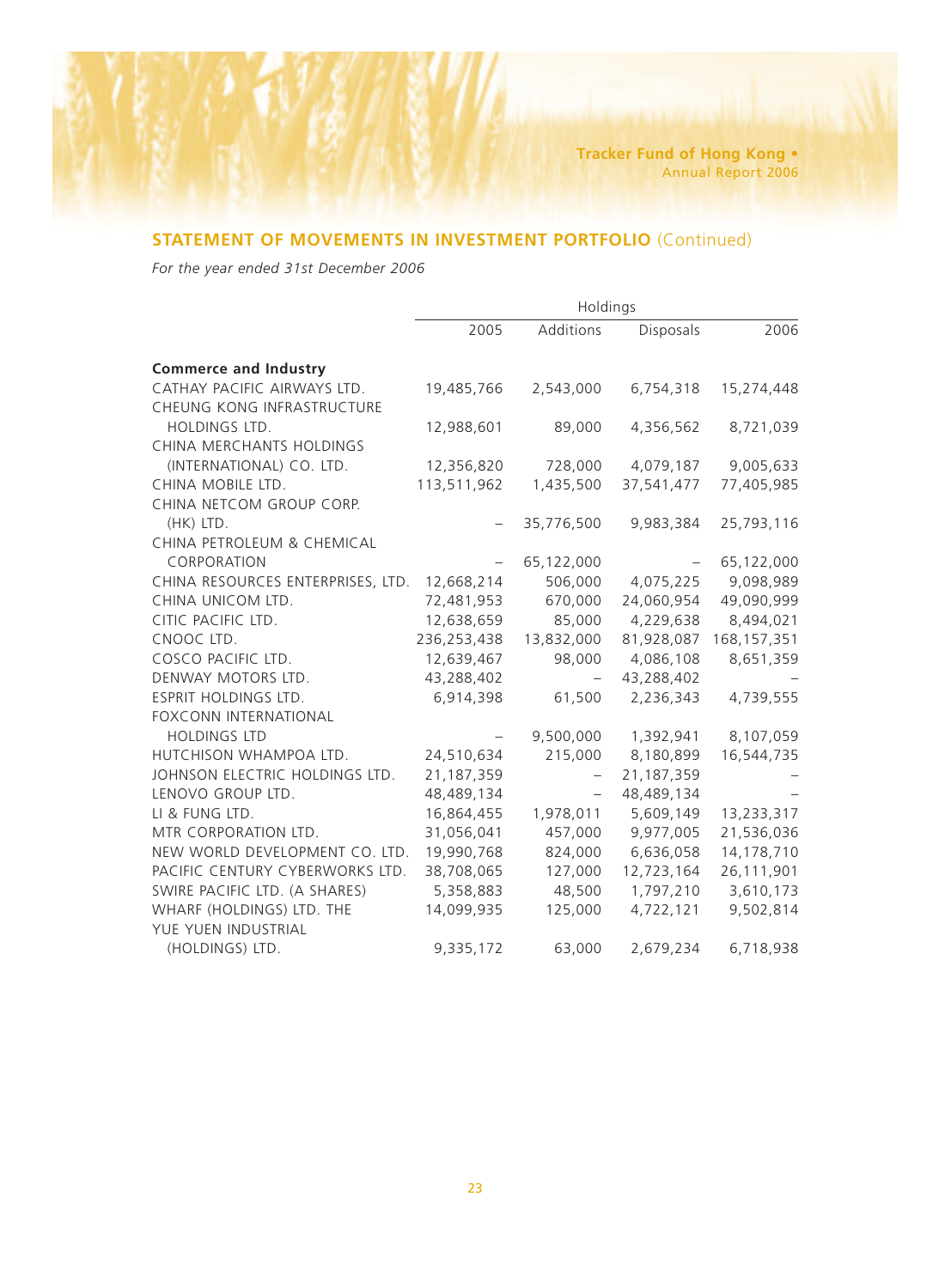## STATEMENT OF MOVEMENTS IN INVESTMENT PORTFOLIO (Continued)

*For the year ended 31st December 2006*

| | Holdings | | | |
|---|---|---|---|---|
| | 2005 | Additions | Disposals | 2006 |
| **Commerce and Industry** | | | | |
| CATHAY PACIFIC AIRWAYS LTD. | 19,485,766 | 2,543,000 | 6,754,318 | 15,274,448 |
| CHEUNG KONG INFRASTRUCTURE HOLDINGS LTD. | 12,988,601 | 89,000 | 4,356,562 | 8,721,039 |
| CHINA MERCHANTS HOLDINGS (INTERNATIONAL) CO. LTD. | 12,356,820 | 728,000 | 4,079,187 | 9,005,633 |
| CHINA MOBILE LTD. | 113,511,962 | 1,435,500 | 37,541,477 | 77,405,985 |
| CHINA NETCOM GROUP CORP. (HK) LTD. | – | 35,776,500 | 9,983,384 | 25,793,116 |
| CHINA PETROLEUM & CHEMICAL CORPORATION | – | 65,122,000 | – | 65,122,000 |
| CHINA RESOURCES ENTERPRISES, LTD. | 12,668,214 | 506,000 | 4,075,225 | 9,098,989 |
| CHINA UNICOM LTD. | 72,481,953 | 670,000 | 24,060,954 | 49,090,999 |
| CITIC PACIFIC LTD. | 12,638,659 | 85,000 | 4,229,638 | 8,494,021 |
| CNOOC LTD. | 236,253,438 | 13,832,000 | 81,928,087 | 168,157,351 |
| COSCO PACIFIC LTD. | 12,639,467 | 98,000 | 4,086,108 | 8,651,359 |
| DENWAY MOTORS LTD. | 43,288,402 | – | 43,288,402 | – |
| ESPRIT HOLDINGS LTD. | 6,914,398 | 61,500 | 2,236,343 | 4,739,555 |
| FOXCONN INTERNATIONAL HOLDINGS LTD | – | 9,500,000 | 1,392,941 | 8,107,059 |
| HUTCHISON WHAMPOA LTD. | 24,510,634 | 215,000 | 8,180,899 | 16,544,735 |
| JOHNSON ELECTRIC HOLDINGS LTD. | 21,187,359 | – | 21,187,359 | – |
| LENOVO GROUP LTD. | 48,489,134 | – | 48,489,134 | – |
| LI & FUNG LTD. | 16,864,455 | 1,978,011 | 5,609,149 | 13,233,317 |
| MTR CORPORATION LTD. | 31,056,041 | 457,000 | 9,977,005 | 21,536,036 |
| NEW WORLD DEVELOPMENT CO. LTD. | 19,990,768 | 824,000 | 6,636,058 | 14,178,710 |
| PACIFIC CENTURY CYBERWORKS LTD. | 38,708,065 | 127,000 | 12,723,164 | 26,111,901 |
| SWIRE PACIFIC LTD. (A SHARES) | 5,358,883 | 48,500 | 1,797,210 | 3,610,173 |
| WHARF (HOLDINGS) LTD. THE | 14,099,935 | 125,000 | 4,722,121 | 9,502,814 |
| YUE YUEN INDUSTRIAL (HOLDINGS) LTD. | 9,335,172 | 63,000 | 2,679,234 | 6,718,938 |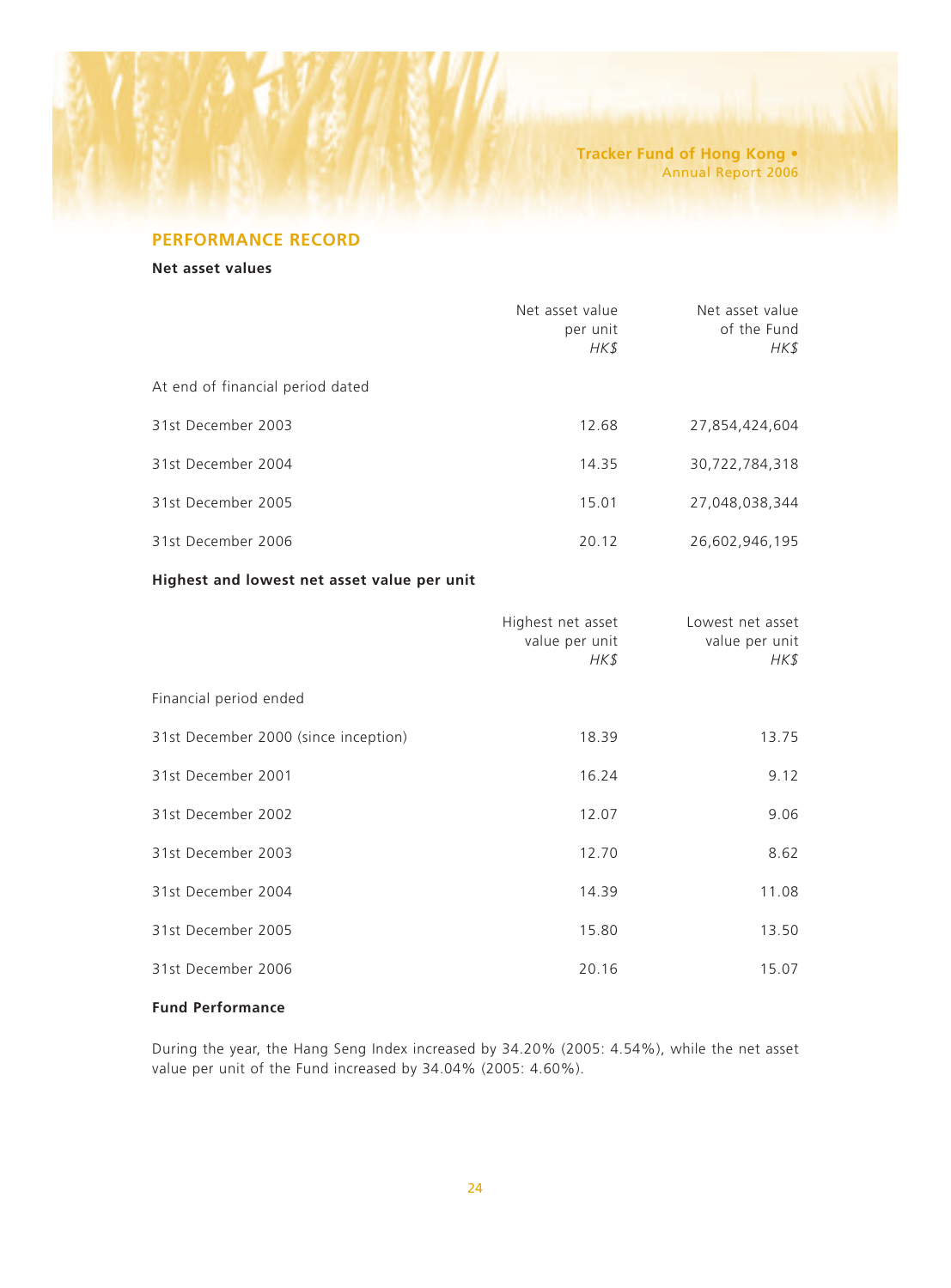## PERFORMANCE RECORD

**Net asset values**

| | Net asset value per unit *HK$* | Net asset value of the Fund *HK$* |
|---|---|---|
| At end of financial period dated | | |
| 31st December 2003 | 12.68 | 27,854,424,604 |
| 31st December 2004 | 14.35 | 30,722,784,318 |
| 31st December 2005 | 15.01 | 27,048,038,344 |
| 31st December 2006 | 20.12 | 26,602,946,195 |

**Highest and lowest net asset value per unit**

| | Highest net asset value per unit *HK$* | Lowest net asset value per unit *HK$* |
|---|---|---|
| Financial period ended | | |
| 31st December 2000 (since inception) | 18.39 | 13.75 |
| 31st December 2001 | 16.24 | 9.12 |
| 31st December 2002 | 12.07 | 9.06 |
| 31st December 2003 | 12.70 | 8.62 |
| 31st December 2004 | 14.39 | 11.08 |
| 31st December 2005 | 15.80 | 13.50 |
| 31st December 2006 | 20.16 | 15.07 |

**Fund Performance**

During the year, the Hang Seng Index increased by 34.20% (2005: 4.54%), while the net asset value per unit of the Fund increased by 34.04% (2005: 4.60%).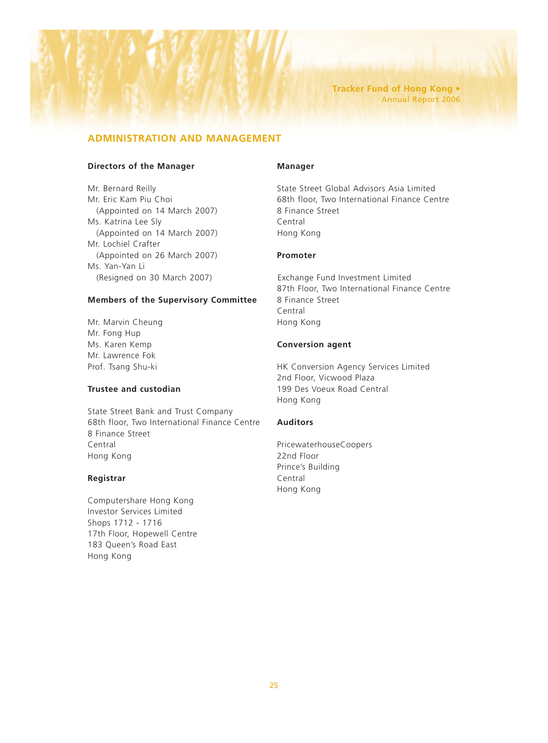## ADMINISTRATION AND MANAGEMENT

### Directors of the Manager

Mr. Bernard Reilly
Mr. Eric Kam Piu Choi
(Appointed on 14 March 2007)
Ms. Katrina Lee Sly
(Appointed on 14 March 2007)
Mr. Lochiel Crafter
(Appointed on 26 March 2007)
Ms. Yan-Yan Li
(Resigned on 30 March 2007)

### Members of the Supervisory Committee

Mr. Marvin Cheung
Mr. Fong Hup
Ms. Karen Kemp
Mr. Lawrence Fok
Prof. Tsang Shu-ki

### Trustee and custodian

State Street Bank and Trust Company
68th floor, Two International Finance Centre
8 Finance Street
Central
Hong Kong

### Registrar

Computershare Hong Kong
Investor Services Limited
Shops 1712 - 1716
17th Floor, Hopewell Centre
183 Queen's Road East
Hong Kong

### Manager

State Street Global Advisors Asia Limited
68th floor, Two International Finance Centre
8 Finance Street
Central
Hong Kong

### Promoter

Exchange Fund Investment Limited
87th Floor, Two International Finance Centre
8 Finance Street
Central
Hong Kong

### Conversion agent

HK Conversion Agency Services Limited
2nd Floor, Vicwood Plaza
199 Des Voeux Road Central
Hong Kong

### Auditors

PricewaterhouseCoopers
22nd Floor
Prince's Building
Central
Hong Kong